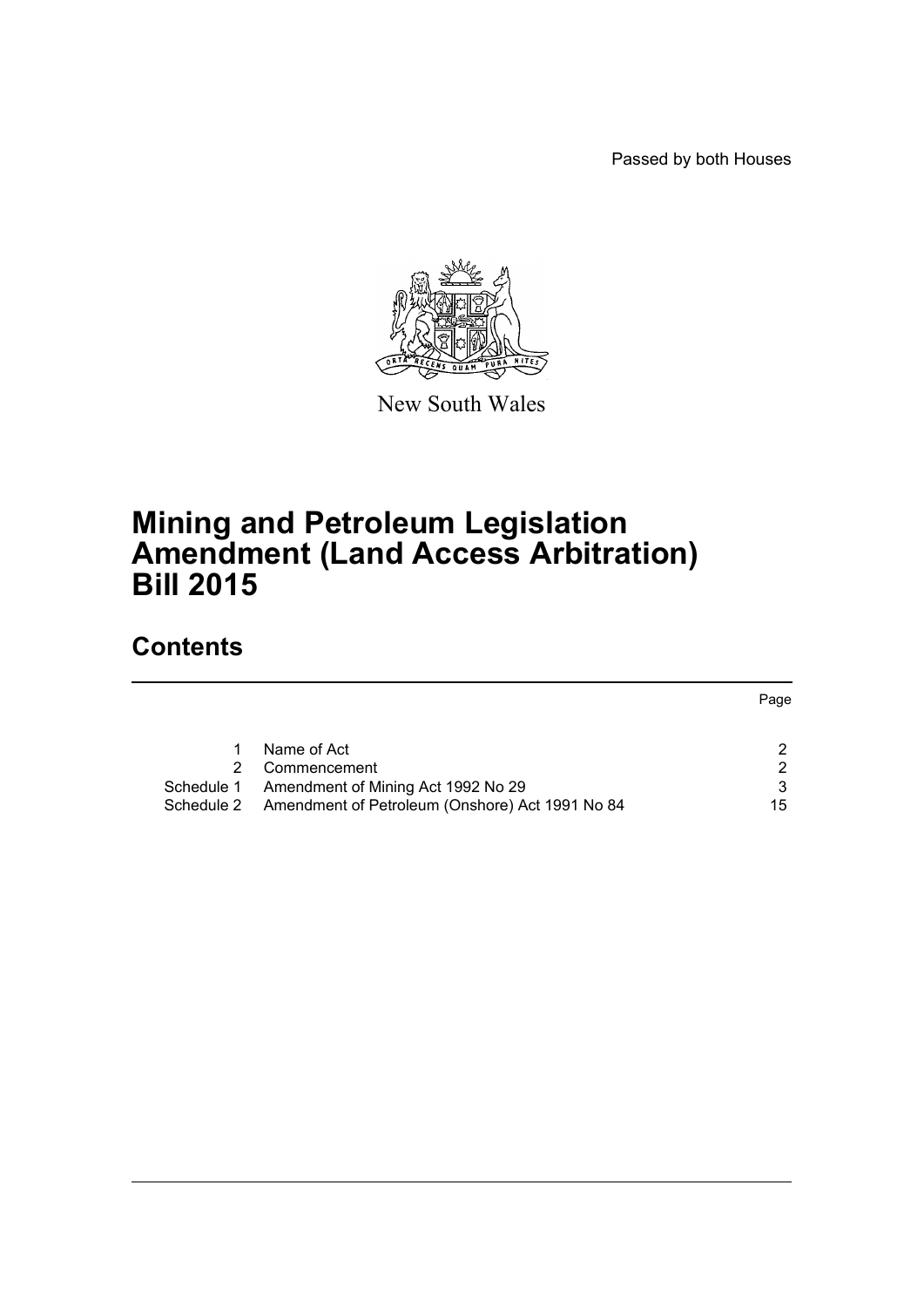Passed by both Houses

New South Wales

# Mining and Petroleum Legislation Amendment (Land Access Arbitration) Bill 2015

## Contents

| | | Page |
|---|---|---|
| 1 | Name of Act | 2 |
| 2 | Commencement | 2 |
| Schedule 1 | Amendment of Mining Act 1992 No 29 | 3 |
| Schedule 2 | Amendment of Petroleum (Onshore) Act 1991 No 84 | 15 |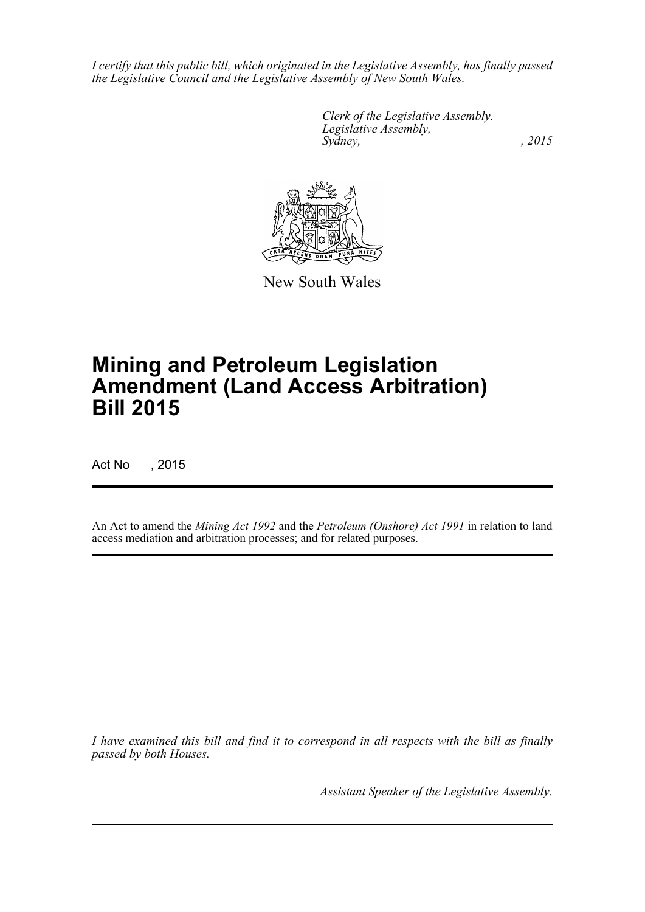*I certify that this public bill, which originated in the Legislative Assembly, has finally passed the Legislative Council and the Legislative Assembly of New South Wales.*

*Clerk of the Legislative Assembly.*
*Legislative Assembly,*
*Sydney, , 2015*

New South Wales

# Mining and Petroleum Legislation Amendment (Land Access Arbitration) Bill 2015

Act No , 2015

An Act to amend the *Mining Act 1992* and the *Petroleum (Onshore) Act 1991* in relation to land access mediation and arbitration processes; and for related purposes.

*I have examined this bill and find it to correspond in all respects with the bill as finally passed by both Houses.*

*Assistant Speaker of the Legislative Assembly.*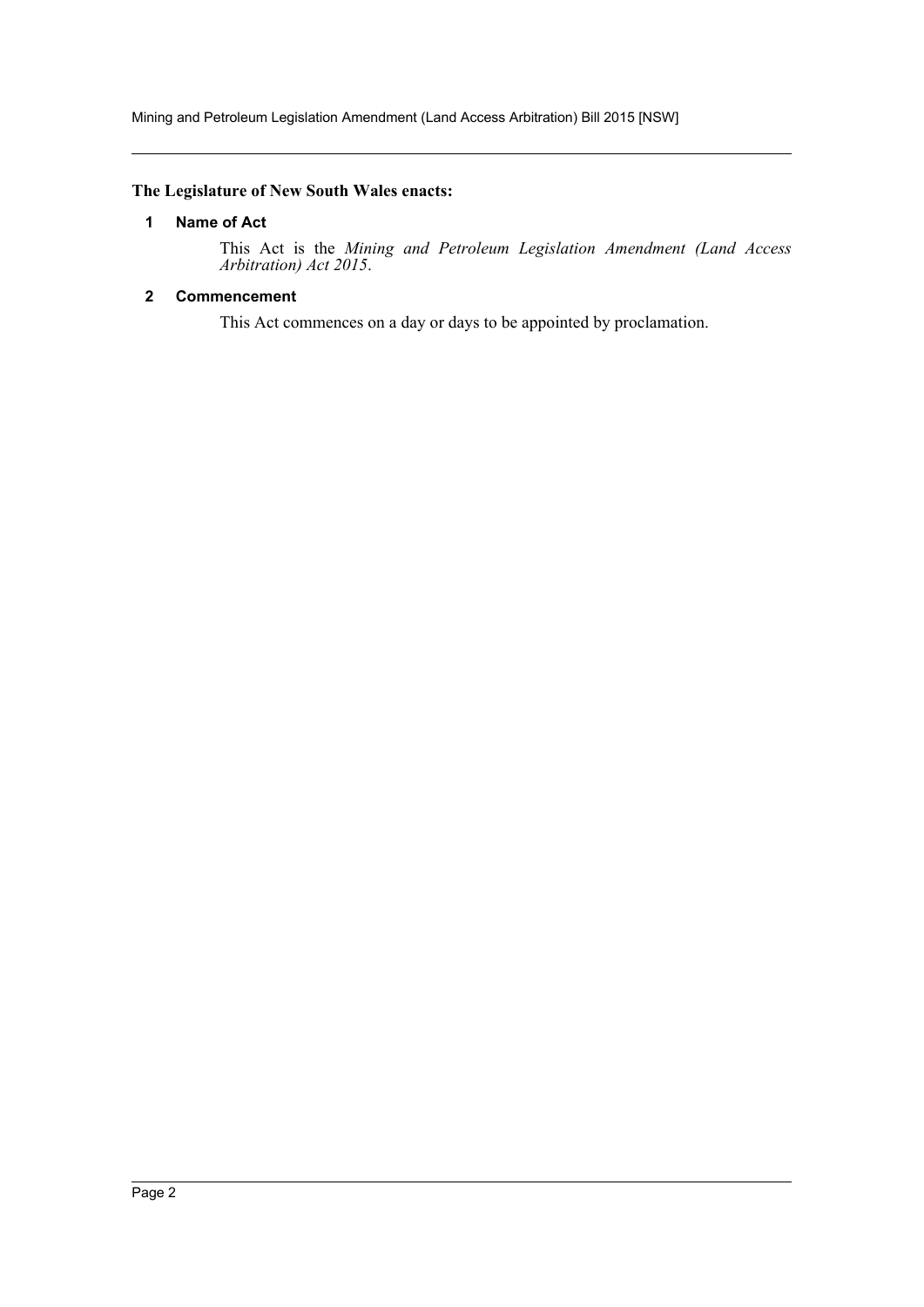**The Legislature of New South Wales enacts:**

## 1 Name of Act

This Act is the *Mining and Petroleum Legislation Amendment (Land Access Arbitration) Act 2015*.

## 2 Commencement

This Act commences on a day or days to be appointed by proclamation.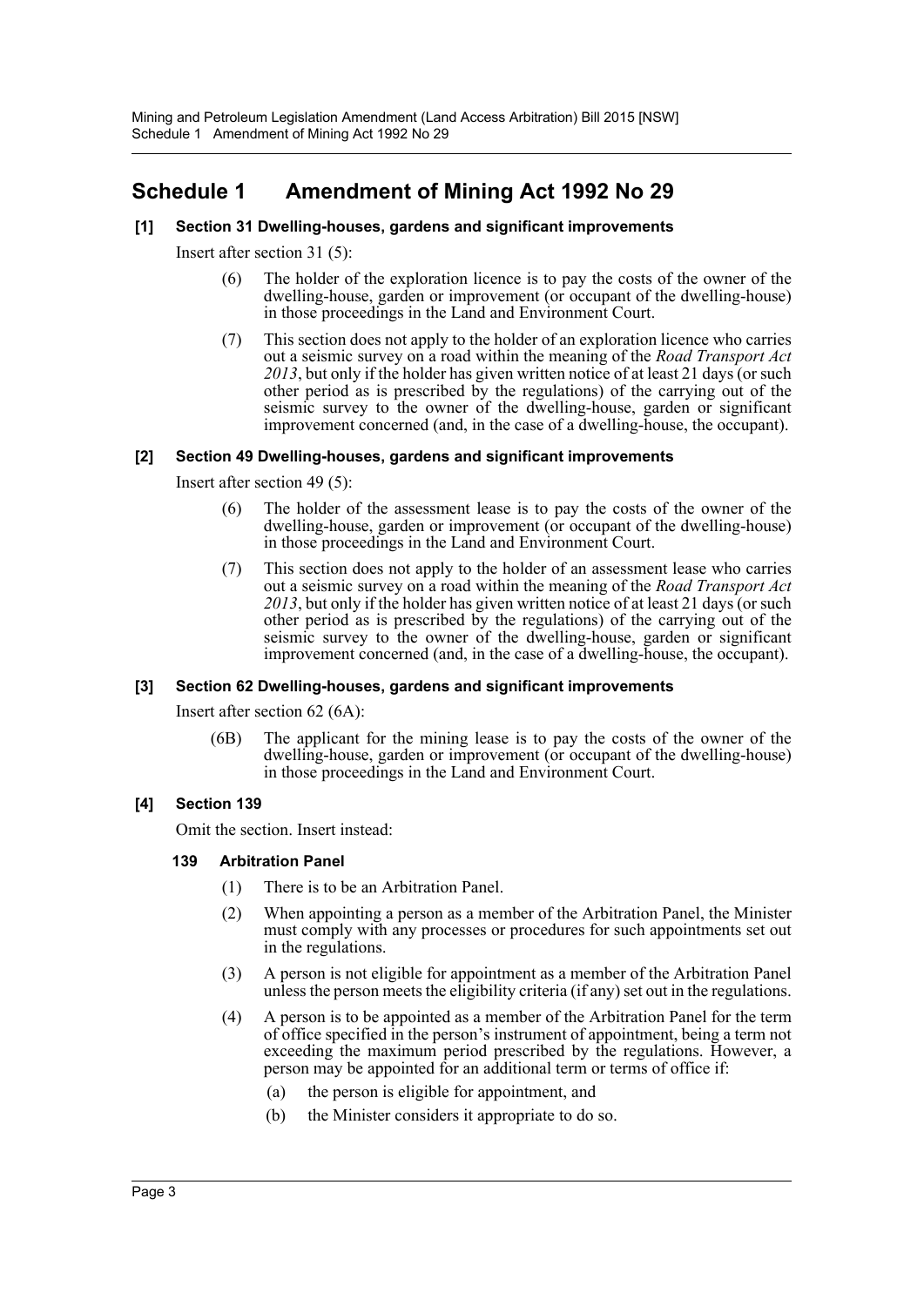# Schedule 1 Amendment of Mining Act 1992 No 29

### [1] Section 31 Dwelling-houses, gardens and significant improvements

Insert after section 31 (5):

(6) The holder of the exploration licence is to pay the costs of the owner of the dwelling-house, garden or improvement (or occupant of the dwelling-house) in those proceedings in the Land and Environment Court.

(7) This section does not apply to the holder of an exploration licence who carries out a seismic survey on a road within the meaning of the *Road Transport Act 2013*, but only if the holder has given written notice of at least 21 days (or such other period as is prescribed by the regulations) of the carrying out of the seismic survey to the owner of the dwelling-house, garden or significant improvement concerned (and, in the case of a dwelling-house, the occupant).

### [2] Section 49 Dwelling-houses, gardens and significant improvements

Insert after section 49 (5):

(6) The holder of the assessment lease is to pay the costs of the owner of the dwelling-house, garden or improvement (or occupant of the dwelling-house) in those proceedings in the Land and Environment Court.

(7) This section does not apply to the holder of an assessment lease who carries out a seismic survey on a road within the meaning of the *Road Transport Act 2013*, but only if the holder has given written notice of at least 21 days (or such other period as is prescribed by the regulations) of the carrying out of the seismic survey to the owner of the dwelling-house, garden or significant improvement concerned (and, in the case of a dwelling-house, the occupant).

### [3] Section 62 Dwelling-houses, gardens and significant improvements

Insert after section 62 (6A):

(6B) The applicant for the mining lease is to pay the costs of the owner of the dwelling-house, garden or improvement (or occupant of the dwelling-house) in those proceedings in the Land and Environment Court.

### [4] Section 139

Omit the section. Insert instead:

#### 139 Arbitration Panel

(1) There is to be an Arbitration Panel.

(2) When appointing a person as a member of the Arbitration Panel, the Minister must comply with any processes or procedures for such appointments set out in the regulations.

(3) A person is not eligible for appointment as a member of the Arbitration Panel unless the person meets the eligibility criteria (if any) set out in the regulations.

(4) A person is to be appointed as a member of the Arbitration Panel for the term of office specified in the person's instrument of appointment, being a term not exceeding the maximum period prescribed by the regulations. However, a person may be appointed for an additional term or terms of office if:

(a) the person is eligible for appointment, and

(b) the Minister considers it appropriate to do so.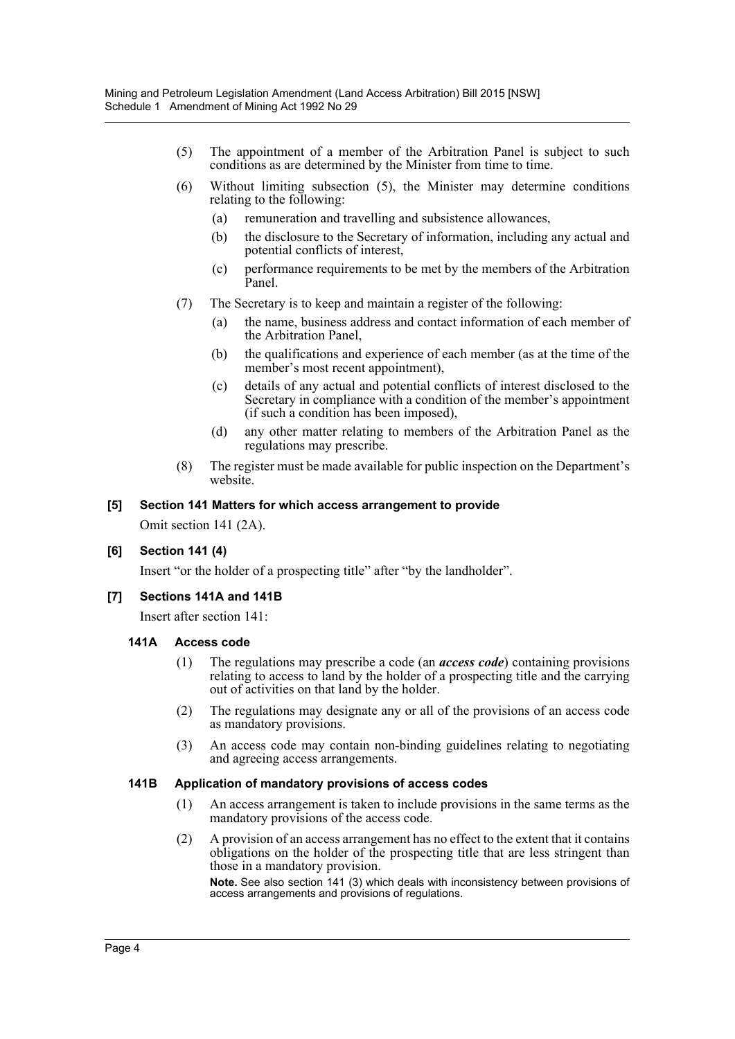(5) The appointment of a member of the Arbitration Panel is subject to such conditions as are determined by the Minister from time to time.

(6) Without limiting subsection (5), the Minister may determine conditions relating to the following:

- (a) remuneration and travelling and subsistence allowances,
- (b) the disclosure to the Secretary of information, including any actual and potential conflicts of interest,
- (c) performance requirements to be met by the members of the Arbitration Panel.

(7) The Secretary is to keep and maintain a register of the following:

- (a) the name, business address and contact information of each member of the Arbitration Panel,
- (b) the qualifications and experience of each member (as at the time of the member's most recent appointment),
- (c) details of any actual and potential conflicts of interest disclosed to the Secretary in compliance with a condition of the member's appointment (if such a condition has been imposed),
- (d) any other matter relating to members of the Arbitration Panel as the regulations may prescribe.

(8) The register must be made available for public inspection on the Department's website.

### [5] Section 141 Matters for which access arrangement to provide

Omit section 141 (2A).

### [6] Section 141 (4)

Insert "or the holder of a prospecting title" after "by the landholder".

### [7] Sections 141A and 141B

Insert after section 141:

#### 141A Access code

(1) The regulations may prescribe a code (an ***access code***) containing provisions relating to access to land by the holder of a prospecting title and the carrying out of activities on that land by the holder.

(2) The regulations may designate any or all of the provisions of an access code as mandatory provisions.

(3) An access code may contain non-binding guidelines relating to negotiating and agreeing access arrangements.

#### 141B Application of mandatory provisions of access codes

(1) An access arrangement is taken to include provisions in the same terms as the mandatory provisions of the access code.

(2) A provision of an access arrangement has no effect to the extent that it contains obligations on the holder of the prospecting title that are less stringent than those in a mandatory provision.

**Note.** See also section 141 (3) which deals with inconsistency between provisions of access arrangements and provisions of regulations.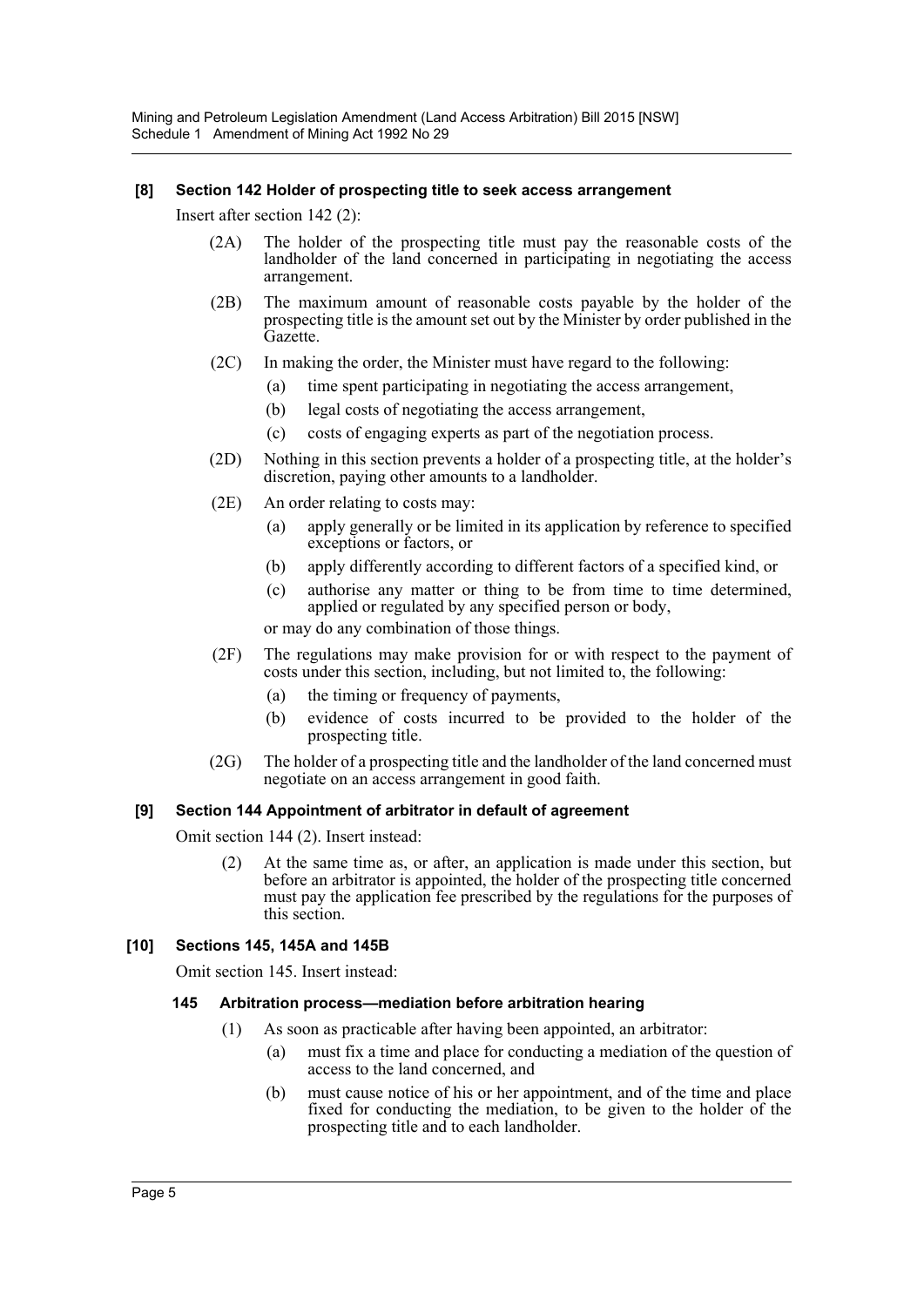### [8] Section 142 Holder of prospecting title to seek access arrangement

Insert after section 142 (2):

(2A) The holder of the prospecting title must pay the reasonable costs of the landholder of the land concerned in participating in negotiating the access arrangement.

(2B) The maximum amount of reasonable costs payable by the holder of the prospecting title is the amount set out by the Minister by order published in the Gazette.

(2C) In making the order, the Minister must have regard to the following:

- (a) time spent participating in negotiating the access arrangement,
- (b) legal costs of negotiating the access arrangement,
- (c) costs of engaging experts as part of the negotiation process.

(2D) Nothing in this section prevents a holder of a prospecting title, at the holder's discretion, paying other amounts to a landholder.

(2E) An order relating to costs may:

- (a) apply generally or be limited in its application by reference to specified exceptions or factors, or
- (b) apply differently according to different factors of a specified kind, or
- (c) authorise any matter or thing to be from time to time determined, applied or regulated by any specified person or body,

or may do any combination of those things.

(2F) The regulations may make provision for or with respect to the payment of costs under this section, including, but not limited to, the following:

- (a) the timing or frequency of payments,
- (b) evidence of costs incurred to be provided to the holder of the prospecting title.

(2G) The holder of a prospecting title and the landholder of the land concerned must negotiate on an access arrangement in good faith.

### [9] Section 144 Appointment of arbitrator in default of agreement

Omit section 144 (2). Insert instead:

(2) At the same time as, or after, an application is made under this section, but before an arbitrator is appointed, the holder of the prospecting title concerned must pay the application fee prescribed by the regulations for the purposes of this section.

### [10] Sections 145, 145A and 145B

Omit section 145. Insert instead:

#### 145 Arbitration process—mediation before arbitration hearing

(1) As soon as practicable after having been appointed, an arbitrator:

- (a) must fix a time and place for conducting a mediation of the question of access to the land concerned, and
- (b) must cause notice of his or her appointment, and of the time and place fixed for conducting the mediation, to be given to the holder of the prospecting title and to each landholder.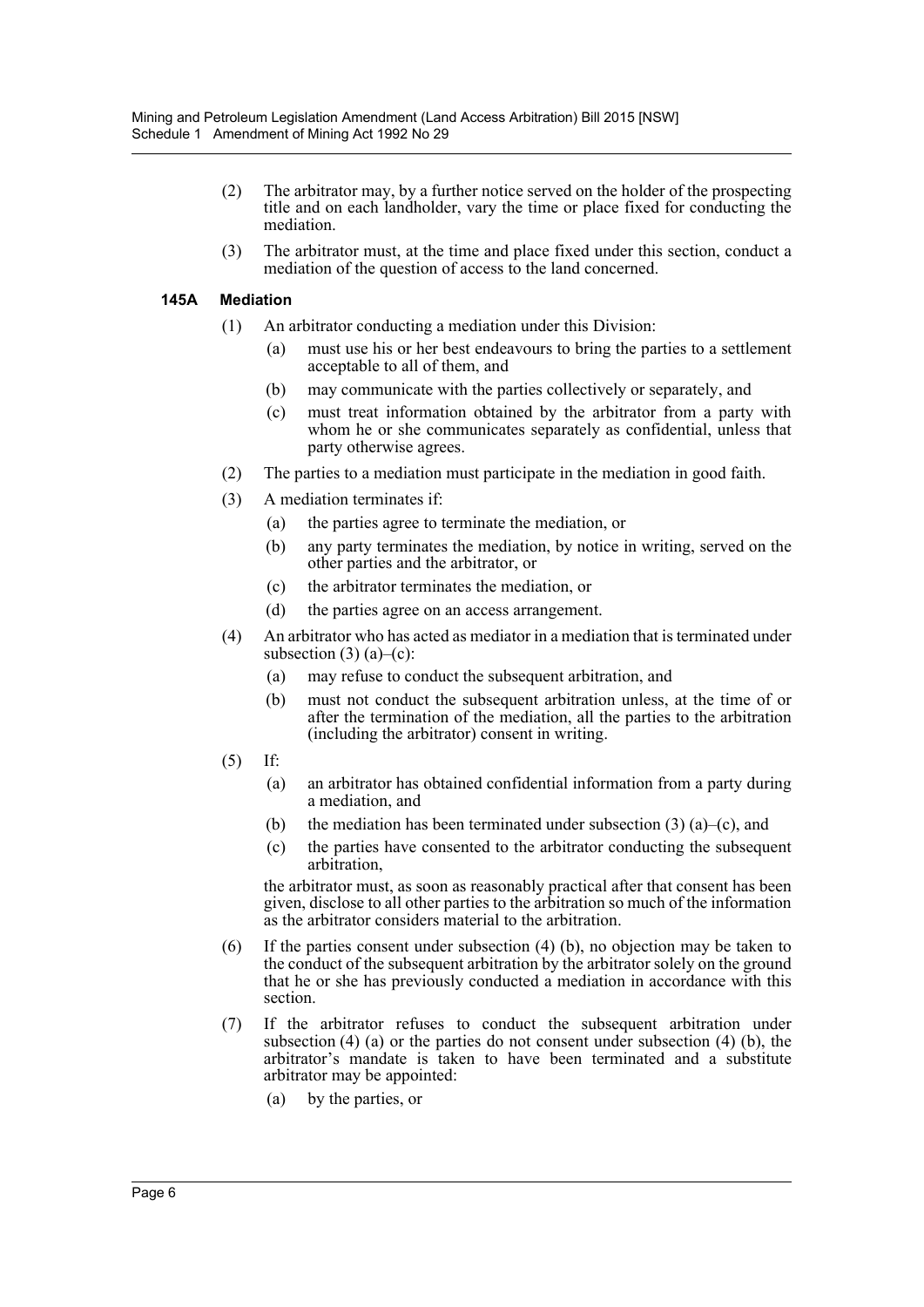(2) The arbitrator may, by a further notice served on the holder of the prospecting title and on each landholder, vary the time or place fixed for conducting the mediation.

(3) The arbitrator must, at the time and place fixed under this section, conduct a mediation of the question of access to the land concerned.

**145A Mediation**

(1) An arbitrator conducting a mediation under this Division:

(a) must use his or her best endeavours to bring the parties to a settlement acceptable to all of them, and

(b) may communicate with the parties collectively or separately, and

(c) must treat information obtained by the arbitrator from a party with whom he or she communicates separately as confidential, unless that party otherwise agrees.

(2) The parties to a mediation must participate in the mediation in good faith.

(3) A mediation terminates if:

(a) the parties agree to terminate the mediation, or

(b) any party terminates the mediation, by notice in writing, served on the other parties and the arbitrator, or

(c) the arbitrator terminates the mediation, or

(d) the parties agree on an access arrangement.

(4) An arbitrator who has acted as mediator in a mediation that is terminated under subsection (3) (a)–(c):

(a) may refuse to conduct the subsequent arbitration, and

(b) must not conduct the subsequent arbitration unless, at the time of or after the termination of the mediation, all the parties to the arbitration (including the arbitrator) consent in writing.

(5) If:

(a) an arbitrator has obtained confidential information from a party during a mediation, and

(b) the mediation has been terminated under subsection (3) (a)–(c), and

(c) the parties have consented to the arbitrator conducting the subsequent arbitration,

the arbitrator must, as soon as reasonably practical after that consent has been given, disclose to all other parties to the arbitration so much of the information as the arbitrator considers material to the arbitration.

(6) If the parties consent under subsection (4) (b), no objection may be taken to the conduct of the subsequent arbitration by the arbitrator solely on the ground that he or she has previously conducted a mediation in accordance with this section.

(7) If the arbitrator refuses to conduct the subsequent arbitration under subsection (4) (a) or the parties do not consent under subsection (4) (b), the arbitrator's mandate is taken to have been terminated and a substitute arbitrator may be appointed:

(a) by the parties, or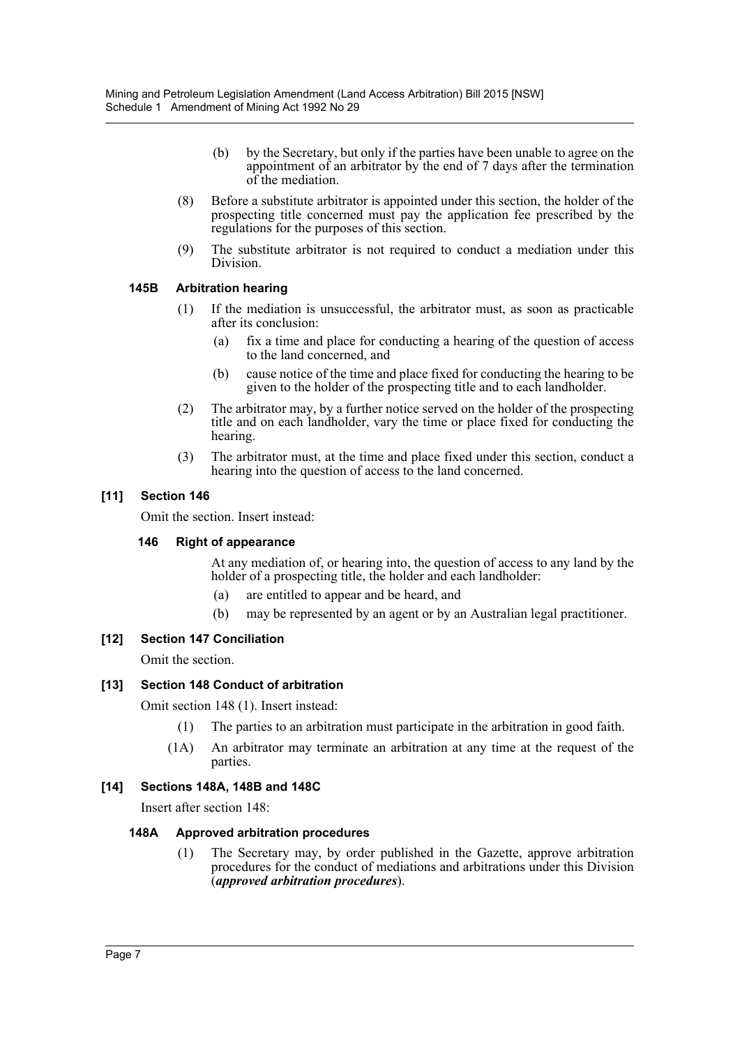(b) by the Secretary, but only if the parties have been unable to agree on the appointment of an arbitrator by the end of 7 days after the termination of the mediation.

(8) Before a substitute arbitrator is appointed under this section, the holder of the prospecting title concerned must pay the application fee prescribed by the regulations for the purposes of this section.

(9) The substitute arbitrator is not required to conduct a mediation under this Division.

#### 145B Arbitration hearing

(1) If the mediation is unsuccessful, the arbitrator must, as soon as practicable after its conclusion:

(a) fix a time and place for conducting a hearing of the question of access to the land concerned, and

(b) cause notice of the time and place fixed for conducting the hearing to be given to the holder of the prospecting title and to each landholder.

(2) The arbitrator may, by a further notice served on the holder of the prospecting title and on each landholder, vary the time or place fixed for conducting the hearing.

(3) The arbitrator must, at the time and place fixed under this section, conduct a hearing into the question of access to the land concerned.

### [11] Section 146

Omit the section. Insert instead:

#### 146 Right of appearance

At any mediation of, or hearing into, the question of access to any land by the holder of a prospecting title, the holder and each landholder:

(a) are entitled to appear and be heard, and

(b) may be represented by an agent or by an Australian legal practitioner.

### [12] Section 147 Conciliation

Omit the section.

### [13] Section 148 Conduct of arbitration

Omit section 148 (1). Insert instead:

(1) The parties to an arbitration must participate in the arbitration in good faith.

(1A) An arbitrator may terminate an arbitration at any time at the request of the parties.

### [14] Sections 148A, 148B and 148C

Insert after section 148:

#### 148A Approved arbitration procedures

(1) The Secretary may, by order published in the Gazette, approve arbitration procedures for the conduct of mediations and arbitrations under this Division (***approved arbitration procedures***).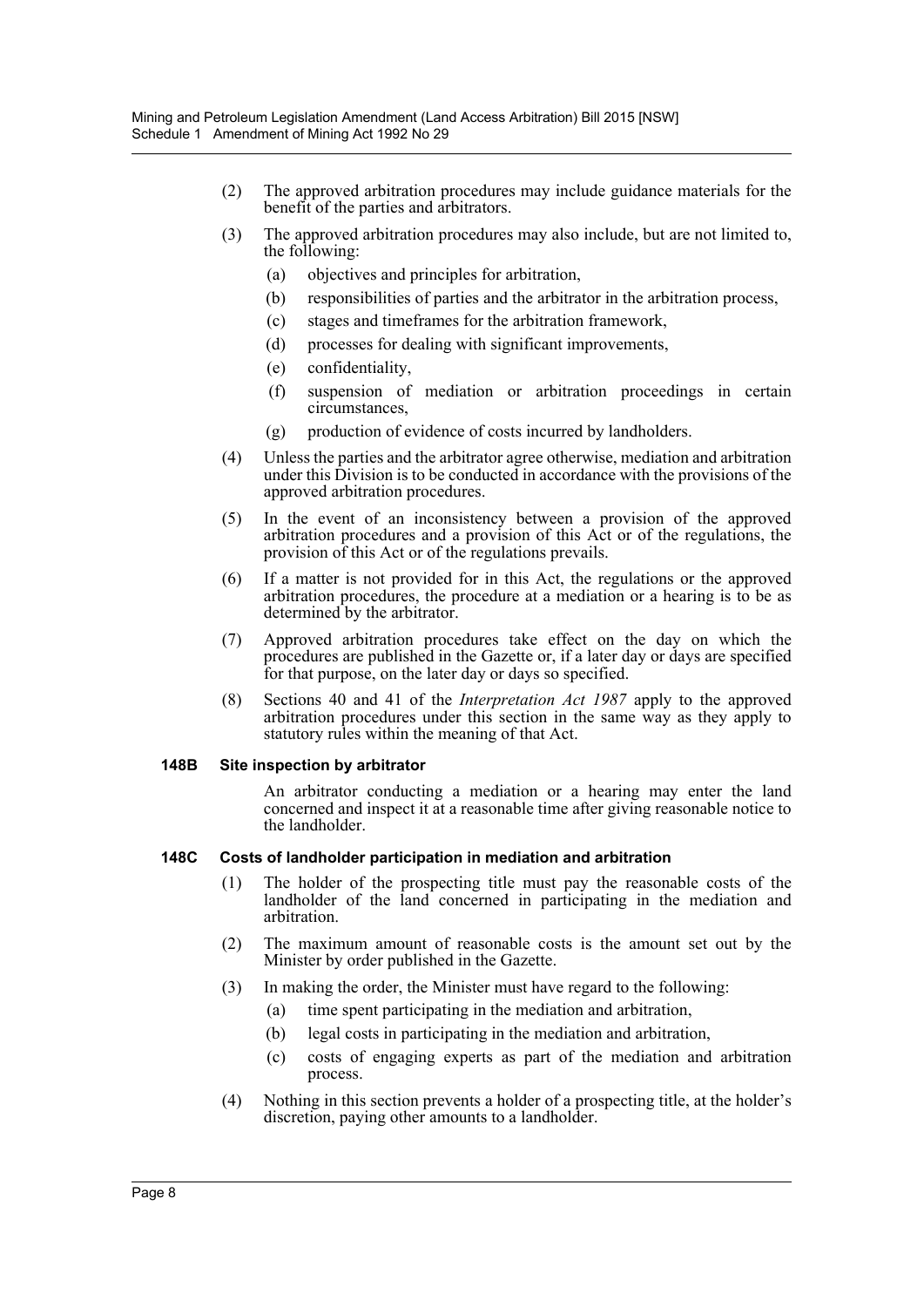(2) The approved arbitration procedures may include guidance materials for the benefit of the parties and arbitrators.

(3) The approved arbitration procedures may also include, but are not limited to, the following:

(a) objectives and principles for arbitration,

(b) responsibilities of parties and the arbitrator in the arbitration process,

(c) stages and timeframes for the arbitration framework,

(d) processes for dealing with significant improvements,

(e) confidentiality,

(f) suspension of mediation or arbitration proceedings in certain circumstances,

(g) production of evidence of costs incurred by landholders.

(4) Unless the parties and the arbitrator agree otherwise, mediation and arbitration under this Division is to be conducted in accordance with the provisions of the approved arbitration procedures.

(5) In the event of an inconsistency between a provision of the approved arbitration procedures and a provision of this Act or of the regulations, the provision of this Act or of the regulations prevails.

(6) If a matter is not provided for in this Act, the regulations or the approved arbitration procedures, the procedure at a mediation or a hearing is to be as determined by the arbitrator.

(7) Approved arbitration procedures take effect on the day on which the procedures are published in the Gazette or, if a later day or days are specified for that purpose, on the later day or days so specified.

(8) Sections 40 and 41 of the *Interpretation Act 1987* apply to the approved arbitration procedures under this section in the same way as they apply to statutory rules within the meaning of that Act.

**148B Site inspection by arbitrator**

An arbitrator conducting a mediation or a hearing may enter the land concerned and inspect it at a reasonable time after giving reasonable notice to the landholder.

**148C Costs of landholder participation in mediation and arbitration**

(1) The holder of the prospecting title must pay the reasonable costs of the landholder of the land concerned in participating in the mediation and arbitration.

(2) The maximum amount of reasonable costs is the amount set out by the Minister by order published in the Gazette.

(3) In making the order, the Minister must have regard to the following:

(a) time spent participating in the mediation and arbitration,

(b) legal costs in participating in the mediation and arbitration,

(c) costs of engaging experts as part of the mediation and arbitration process.

(4) Nothing in this section prevents a holder of a prospecting title, at the holder's discretion, paying other amounts to a landholder.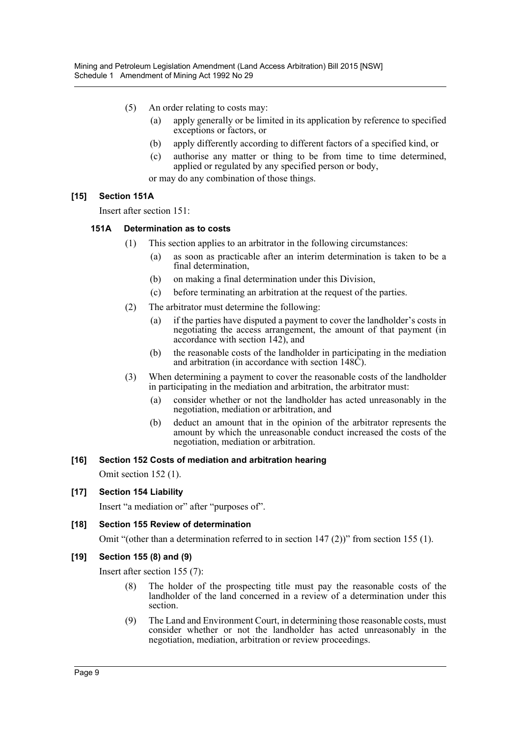(5) An order relating to costs may:

(a) apply generally or be limited in its application by reference to specified exceptions or factors, or

(b) apply differently according to different factors of a specified kind, or

(c) authorise any matter or thing to be from time to time determined, applied or regulated by any specified person or body,

or may do any combination of those things.

### [15] Section 151A

Insert after section 151:

#### 151A Determination as to costs

(1) This section applies to an arbitrator in the following circumstances:

(a) as soon as practicable after an interim determination is taken to be a final determination,

(b) on making a final determination under this Division,

(c) before terminating an arbitration at the request of the parties.

(2) The arbitrator must determine the following:

(a) if the parties have disputed a payment to cover the landholder's costs in negotiating the access arrangement, the amount of that payment (in accordance with section 142), and

(b) the reasonable costs of the landholder in participating in the mediation and arbitration (in accordance with section 148C).

(3) When determining a payment to cover the reasonable costs of the landholder in participating in the mediation and arbitration, the arbitrator must:

(a) consider whether or not the landholder has acted unreasonably in the negotiation, mediation or arbitration, and

(b) deduct an amount that in the opinion of the arbitrator represents the amount by which the unreasonable conduct increased the costs of the negotiation, mediation or arbitration.

### [16] Section 152 Costs of mediation and arbitration hearing

Omit section 152 (1).

### [17] Section 154 Liability

Insert "a mediation or" after "purposes of".

### [18] Section 155 Review of determination

Omit "(other than a determination referred to in section 147 (2))" from section 155 (1).

### [19] Section 155 (8) and (9)

Insert after section 155 (7):

(8) The holder of the prospecting title must pay the reasonable costs of the landholder of the land concerned in a review of a determination under this section.

(9) The Land and Environment Court, in determining those reasonable costs, must consider whether or not the landholder has acted unreasonably in the negotiation, mediation, arbitration or review proceedings.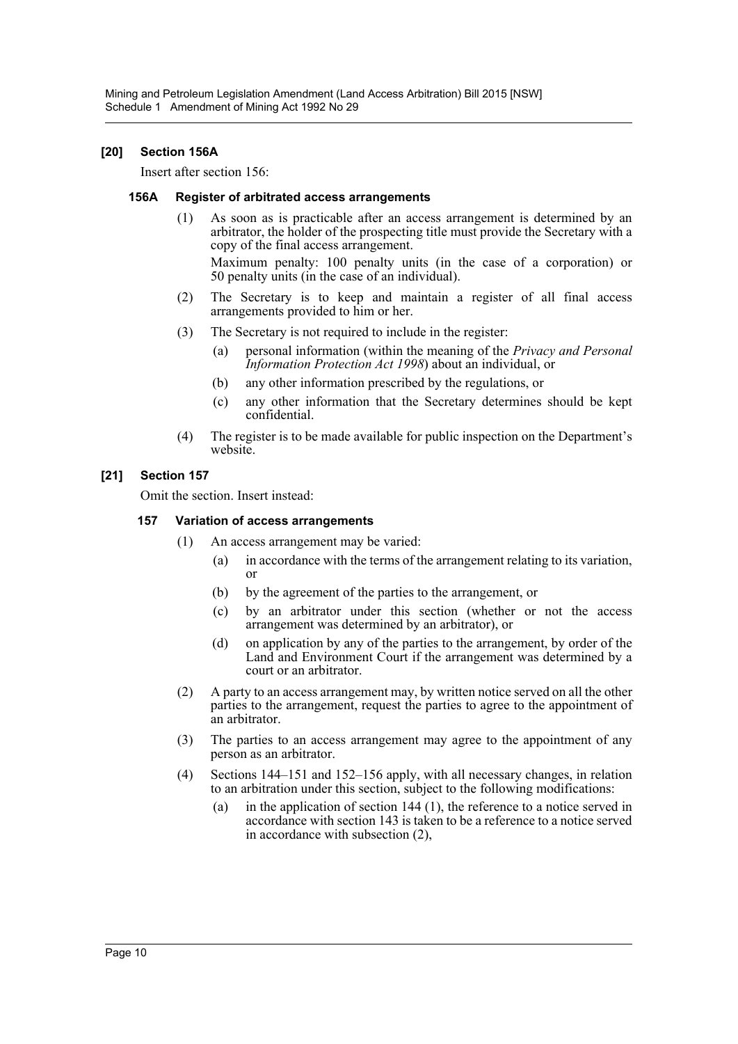### [20] Section 156A

Insert after section 156:

#### 156A Register of arbitrated access arrangements

(1) As soon as is practicable after an access arrangement is determined by an arbitrator, the holder of the prospecting title must provide the Secretary with a copy of the final access arrangement.

Maximum penalty: 100 penalty units (in the case of a corporation) or 50 penalty units (in the case of an individual).

(2) The Secretary is to keep and maintain a register of all final access arrangements provided to him or her.

(3) The Secretary is not required to include in the register:

(a) personal information (within the meaning of the *Privacy and Personal Information Protection Act 1998*) about an individual, or

(b) any other information prescribed by the regulations, or

(c) any other information that the Secretary determines should be kept confidential.

(4) The register is to be made available for public inspection on the Department's website.

### [21] Section 157

Omit the section. Insert instead:

#### 157 Variation of access arrangements

(1) An access arrangement may be varied:

(a) in accordance with the terms of the arrangement relating to its variation, or

(b) by the agreement of the parties to the arrangement, or

(c) by an arbitrator under this section (whether or not the access arrangement was determined by an arbitrator), or

(d) on application by any of the parties to the arrangement, by order of the Land and Environment Court if the arrangement was determined by a court or an arbitrator.

(2) A party to an access arrangement may, by written notice served on all the other parties to the arrangement, request the parties to agree to the appointment of an arbitrator.

(3) The parties to an access arrangement may agree to the appointment of any person as an arbitrator.

(4) Sections 144–151 and 152–156 apply, with all necessary changes, in relation to an arbitration under this section, subject to the following modifications:

(a) in the application of section 144 (1), the reference to a notice served in accordance with section 143 is taken to be a reference to a notice served in accordance with subsection (2),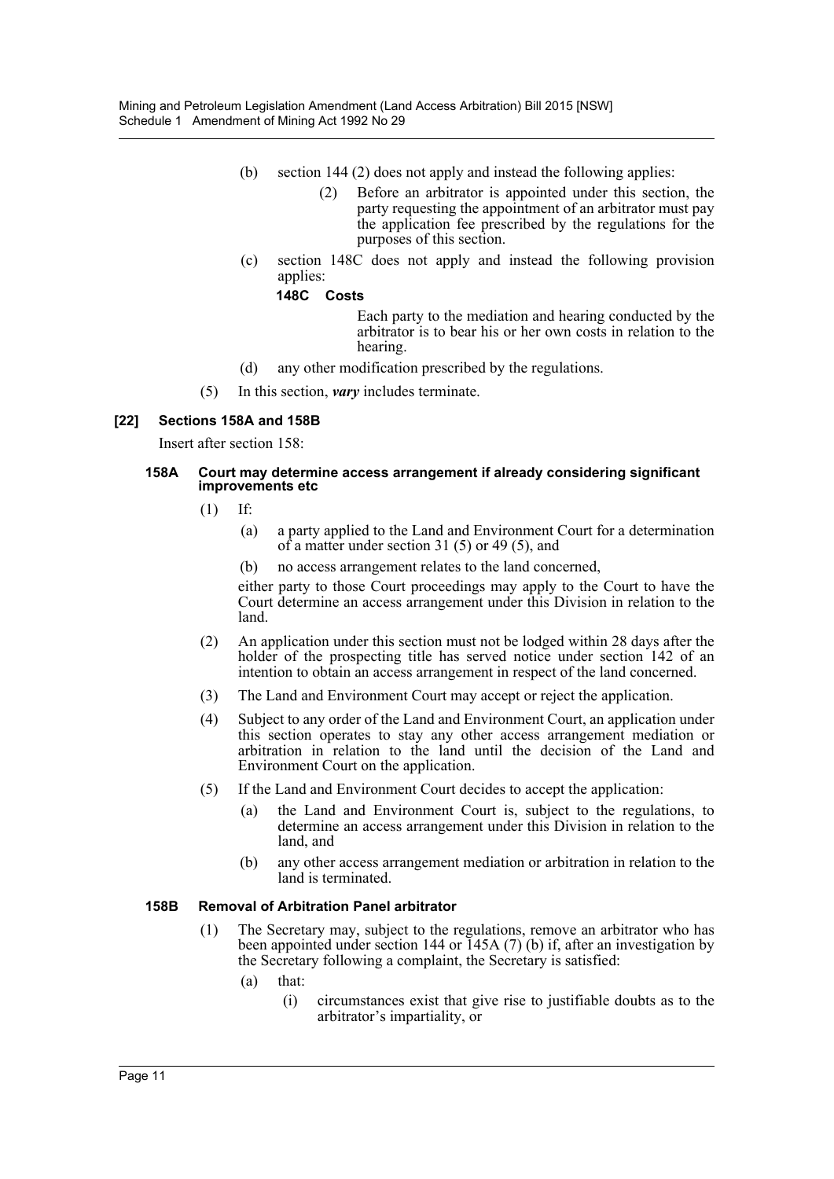(b) section 144 (2) does not apply and instead the following applies:

> (2) Before an arbitrator is appointed under this section, the party requesting the appointment of an arbitrator must pay the application fee prescribed by the regulations for the purposes of this section.

(c) section 148C does not apply and instead the following provision applies:

> **148C Costs**
>
> Each party to the mediation and hearing conducted by the arbitrator is to bear his or her own costs in relation to the hearing.

(d) any other modification prescribed by the regulations.

(5) In this section, ***vary*** includes terminate.

### [22] Sections 158A and 158B

Insert after section 158:

#### 158A Court may determine access arrangement if already considering significant improvements etc

(1) If:

(a) a party applied to the Land and Environment Court for a determination of a matter under section 31 (5) or 49 (5), and

(b) no access arrangement relates to the land concerned,

either party to those Court proceedings may apply to the Court to have the Court determine an access arrangement under this Division in relation to the land.

(2) An application under this section must not be lodged within 28 days after the holder of the prospecting title has served notice under section 142 of an intention to obtain an access arrangement in respect of the land concerned.

(3) The Land and Environment Court may accept or reject the application.

(4) Subject to any order of the Land and Environment Court, an application under this section operates to stay any other access arrangement mediation or arbitration in relation to the land until the decision of the Land and Environment Court on the application.

(5) If the Land and Environment Court decides to accept the application:

(a) the Land and Environment Court is, subject to the regulations, to determine an access arrangement under this Division in relation to the land, and

(b) any other access arrangement mediation or arbitration in relation to the land is terminated.

#### 158B Removal of Arbitration Panel arbitrator

(1) The Secretary may, subject to the regulations, remove an arbitrator who has been appointed under section 144 or 145A (7) (b) if, after an investigation by the Secretary following a complaint, the Secretary is satisfied:

(a) that:

(i) circumstances exist that give rise to justifiable doubts as to the arbitrator's impartiality, or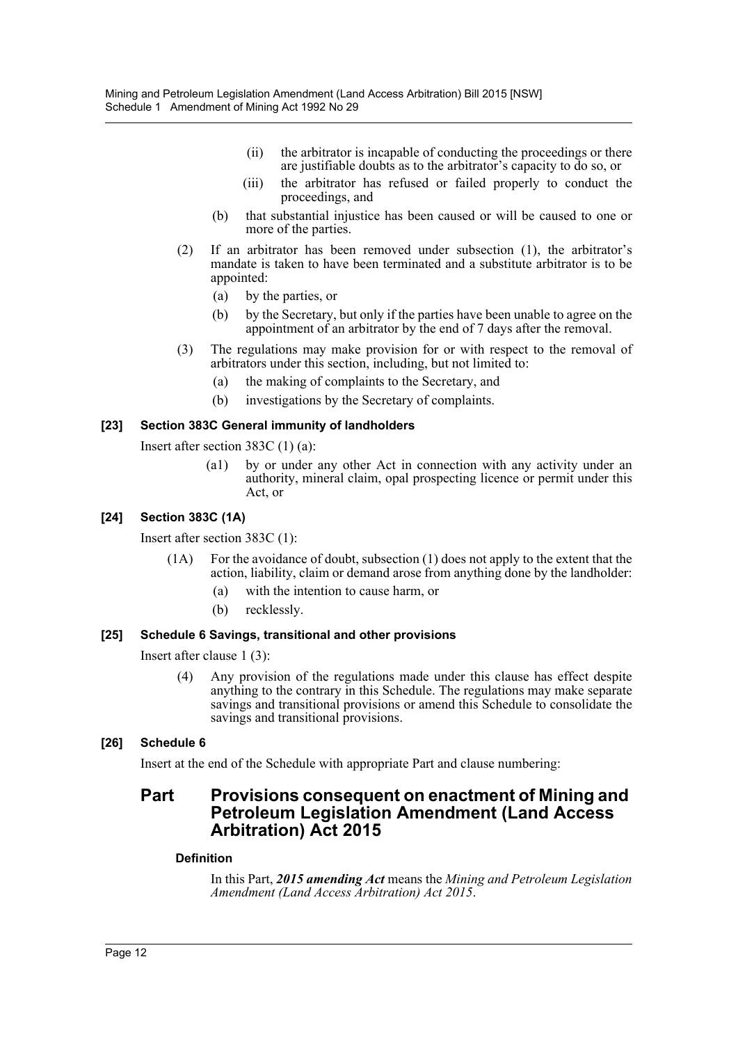(ii) the arbitrator is incapable of conducting the proceedings or there are justifiable doubts as to the arbitrator's capacity to do so, or

(iii) the arbitrator has refused or failed properly to conduct the proceedings, and

(b) that substantial injustice has been caused or will be caused to one or more of the parties.

(2) If an arbitrator has been removed under subsection (1), the arbitrator's mandate is taken to have been terminated and a substitute arbitrator is to be appointed:

(a) by the parties, or

(b) by the Secretary, but only if the parties have been unable to agree on the appointment of an arbitrator by the end of 7 days after the removal.

(3) The regulations may make provision for or with respect to the removal of arbitrators under this section, including, but not limited to:

(a) the making of complaints to the Secretary, and

(b) investigations by the Secretary of complaints.

#### [23] Section 383C General immunity of landholders

Insert after section 383C (1) (a):

(a1) by or under any other Act in connection with any activity under an authority, mineral claim, opal prospecting licence or permit under this Act, or

#### [24] Section 383C (1A)

Insert after section 383C (1):

(1A) For the avoidance of doubt, subsection (1) does not apply to the extent that the action, liability, claim or demand arose from anything done by the landholder:

(a) with the intention to cause harm, or

(b) recklessly.

#### [25] Schedule 6 Savings, transitional and other provisions

Insert after clause 1 (3):

(4) Any provision of the regulations made under this clause has effect despite anything to the contrary in this Schedule. The regulations may make separate savings and transitional provisions or amend this Schedule to consolidate the savings and transitional provisions.

#### [26] Schedule 6

Insert at the end of the Schedule with appropriate Part and clause numbering:

## Part Provisions consequent on enactment of Mining and Petroleum Legislation Amendment (Land Access Arbitration) Act 2015

#### Definition

In this Part, ***2015 amending Act*** means the *Mining and Petroleum Legislation Amendment (Land Access Arbitration) Act 2015*.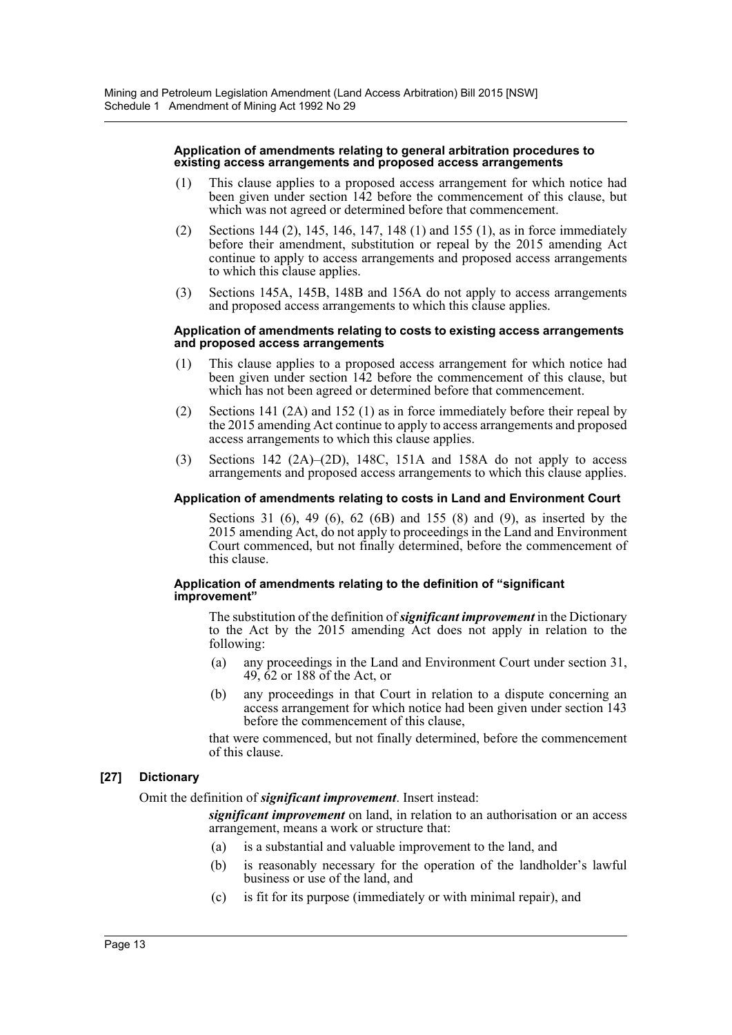**Application of amendments relating to general arbitration procedures to existing access arrangements and proposed access arrangements**

(1) This clause applies to a proposed access arrangement for which notice had been given under section 142 before the commencement of this clause, but which was not agreed or determined before that commencement.

(2) Sections 144 (2), 145, 146, 147, 148 (1) and 155 (1), as in force immediately before their amendment, substitution or repeal by the 2015 amending Act continue to apply to access arrangements and proposed access arrangements to which this clause applies.

(3) Sections 145A, 145B, 148B and 156A do not apply to access arrangements and proposed access arrangements to which this clause applies.

**Application of amendments relating to costs to existing access arrangements and proposed access arrangements**

(1) This clause applies to a proposed access arrangement for which notice had been given under section 142 before the commencement of this clause, but which has not been agreed or determined before that commencement.

(2) Sections 141 (2A) and 152 (1) as in force immediately before their repeal by the 2015 amending Act continue to apply to access arrangements and proposed access arrangements to which this clause applies.

(3) Sections 142 (2A)–(2D), 148C, 151A and 158A do not apply to access arrangements and proposed access arrangements to which this clause applies.

**Application of amendments relating to costs in Land and Environment Court**

Sections 31 (6), 49 (6), 62 (6B) and 155 (8) and (9), as inserted by the 2015 amending Act, do not apply to proceedings in the Land and Environment Court commenced, but not finally determined, before the commencement of this clause.

**Application of amendments relating to the definition of "significant improvement"**

The substitution of the definition of ***significant improvement*** in the Dictionary to the Act by the 2015 amending Act does not apply in relation to the following:

(a) any proceedings in the Land and Environment Court under section 31, 49, 62 or 188 of the Act, or

(b) any proceedings in that Court in relation to a dispute concerning an access arrangement for which notice had been given under section 143 before the commencement of this clause,

that were commenced, but not finally determined, before the commencement of this clause.

**[27] Dictionary**

Omit the definition of ***significant improvement***. Insert instead:

***significant improvement*** on land, in relation to an authorisation or an access arrangement, means a work or structure that:

(a) is a substantial and valuable improvement to the land, and

(b) is reasonably necessary for the operation of the landholder's lawful business or use of the land, and

(c) is fit for its purpose (immediately or with minimal repair), and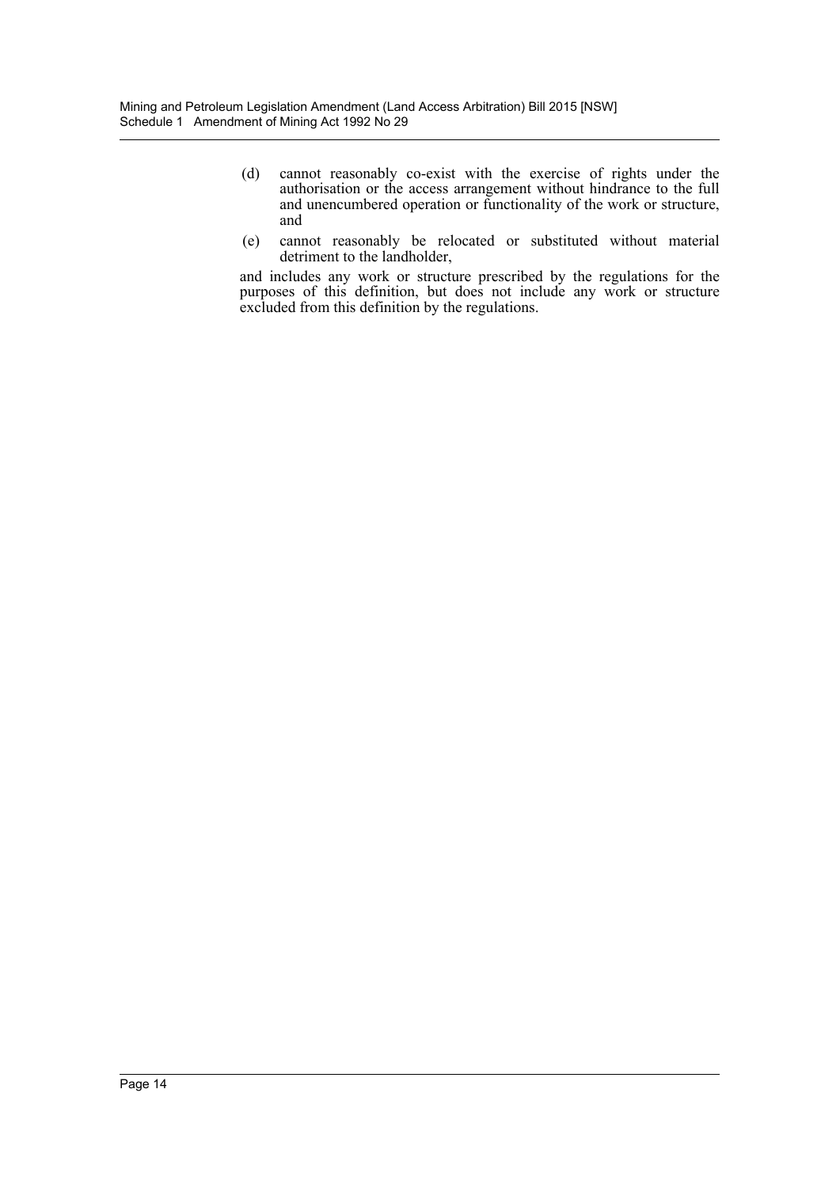(d) cannot reasonably co-exist with the exercise of rights under the authorisation or the access arrangement without hindrance to the full and unencumbered operation or functionality of the work or structure, and

(e) cannot reasonably be relocated or substituted without material detriment to the landholder,

and includes any work or structure prescribed by the regulations for the purposes of this definition, but does not include any work or structure excluded from this definition by the regulations.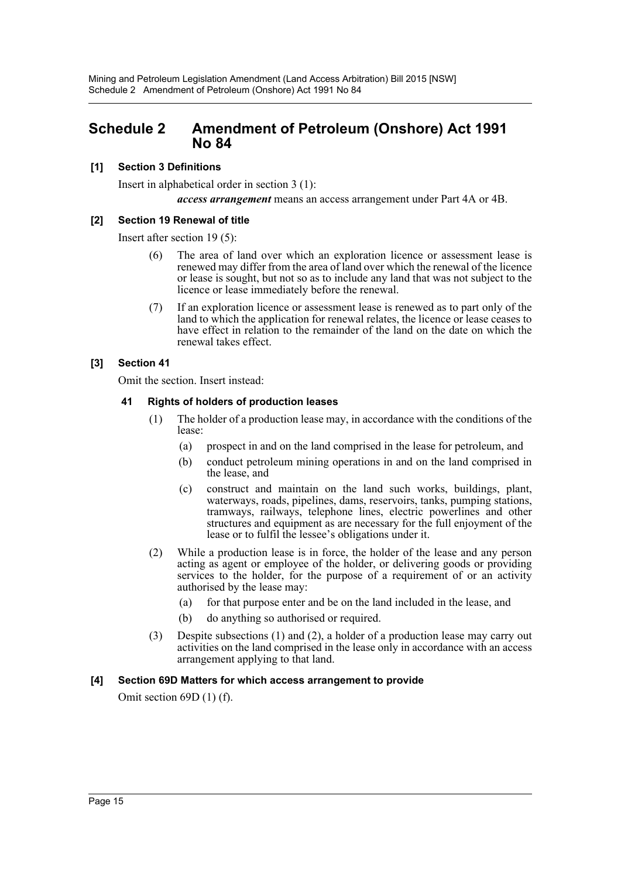# Schedule 2 Amendment of Petroleum (Onshore) Act 1991 No 84

### [1] Section 3 Definitions

Insert in alphabetical order in section 3 (1):

***access arrangement*** means an access arrangement under Part 4A or 4B.

### [2] Section 19 Renewal of title

Insert after section 19 (5):

(6) The area of land over which an exploration licence or assessment lease is renewed may differ from the area of land over which the renewal of the licence or lease is sought, but not so as to include any land that was not subject to the licence or lease immediately before the renewal.

(7) If an exploration licence or assessment lease is renewed as to part only of the land to which the application for renewal relates, the licence or lease ceases to have effect in relation to the remainder of the land on the date on which the renewal takes effect.

### [3] Section 41

Omit the section. Insert instead:

#### 41 Rights of holders of production leases

(1) The holder of a production lease may, in accordance with the conditions of the lease:

(a) prospect in and on the land comprised in the lease for petroleum, and

(b) conduct petroleum mining operations in and on the land comprised in the lease, and

(c) construct and maintain on the land such works, buildings, plant, waterways, roads, pipelines, dams, reservoirs, tanks, pumping stations, tramways, railways, telephone lines, electric powerlines and other structures and equipment as are necessary for the full enjoyment of the lease or to fulfil the lessee's obligations under it.

(2) While a production lease is in force, the holder of the lease and any person acting as agent or employee of the holder, or delivering goods or providing services to the holder, for the purpose of a requirement of or an activity authorised by the lease may:

(a) for that purpose enter and be on the land included in the lease, and

(b) do anything so authorised or required.

(3) Despite subsections (1) and (2), a holder of a production lease may carry out activities on the land comprised in the lease only in accordance with an access arrangement applying to that land.

### [4] Section 69D Matters for which access arrangement to provide

Omit section 69D (1) (f).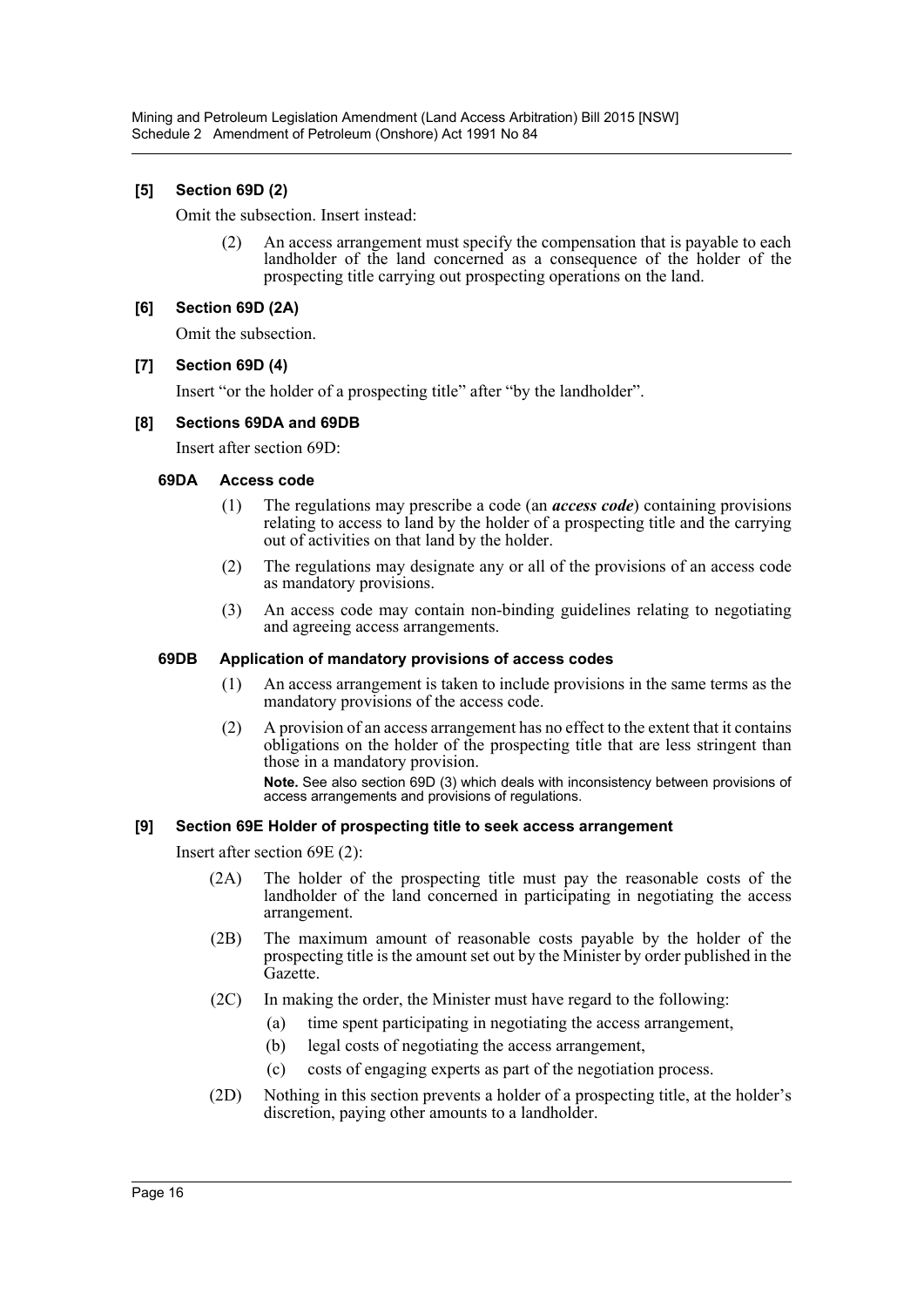### [5] Section 69D (2)

Omit the subsection. Insert instead:

> (2) An access arrangement must specify the compensation that is payable to each landholder of the land concerned as a consequence of the holder of the prospecting title carrying out prospecting operations on the land.

### [6] Section 69D (2A)

Omit the subsection.

### [7] Section 69D (4)

Insert "or the holder of a prospecting title" after "by the landholder".

### [8] Sections 69DA and 69DB

Insert after section 69D:

#### 69DA Access code

> (1) The regulations may prescribe a code (an ***access code***) containing provisions relating to access to land by the holder of a prospecting title and the carrying out of activities on that land by the holder.
>
> (2) The regulations may designate any or all of the provisions of an access code as mandatory provisions.
>
> (3) An access code may contain non-binding guidelines relating to negotiating and agreeing access arrangements.

#### 69DB Application of mandatory provisions of access codes

> (1) An access arrangement is taken to include provisions in the same terms as the mandatory provisions of the access code.
>
> (2) A provision of an access arrangement has no effect to the extent that it contains obligations on the holder of the prospecting title that are less stringent than those in a mandatory provision.
>
> **Note.** See also section 69D (3) which deals with inconsistency between provisions of access arrangements and provisions of regulations.

### [9] Section 69E Holder of prospecting title to seek access arrangement

Insert after section 69E (2):

> (2A) The holder of the prospecting title must pay the reasonable costs of the landholder of the land concerned in participating in negotiating the access arrangement.
>
> (2B) The maximum amount of reasonable costs payable by the holder of the prospecting title is the amount set out by the Minister by order published in the Gazette.
>
> (2C) In making the order, the Minister must have regard to the following:
>
> (a) time spent participating in negotiating the access arrangement,
>
> (b) legal costs of negotiating the access arrangement,
>
> (c) costs of engaging experts as part of the negotiation process.
>
> (2D) Nothing in this section prevents a holder of a prospecting title, at the holder's discretion, paying other amounts to a landholder.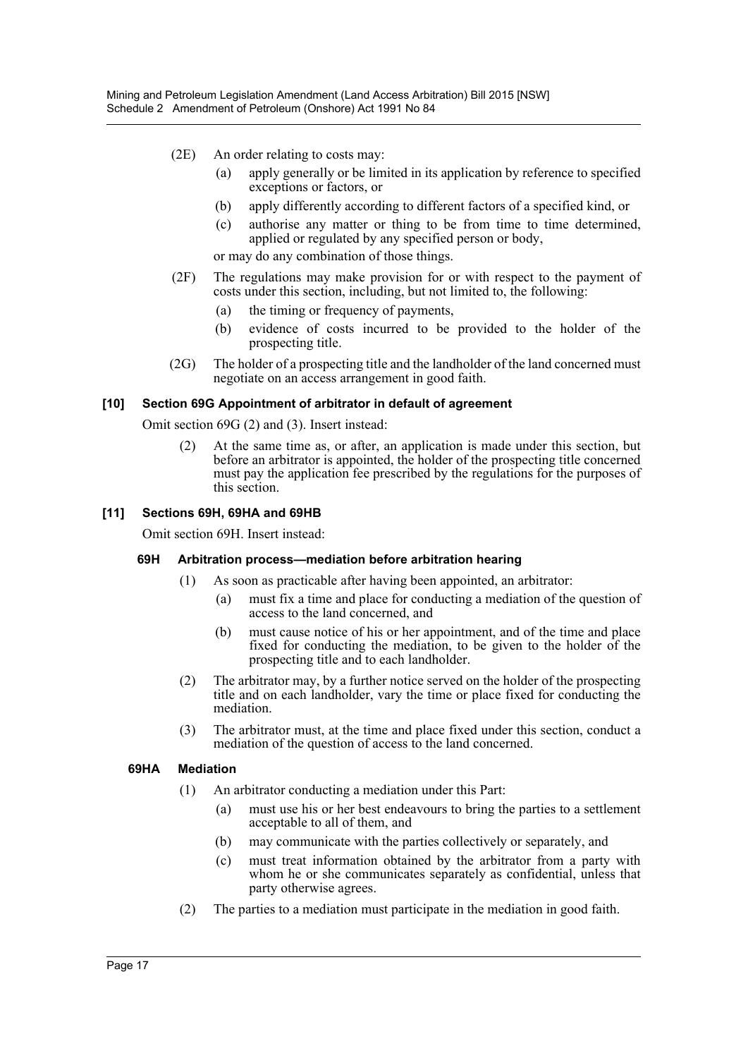(2E) An order relating to costs may:

(a) apply generally or be limited in its application by reference to specified exceptions or factors, or

(b) apply differently according to different factors of a specified kind, or

(c) authorise any matter or thing to be from time to time determined, applied or regulated by any specified person or body,

or may do any combination of those things.

(2F) The regulations may make provision for or with respect to the payment of costs under this section, including, but not limited to, the following:

(a) the timing or frequency of payments,

(b) evidence of costs incurred to be provided to the holder of the prospecting title.

(2G) The holder of a prospecting title and the landholder of the land concerned must negotiate on an access arrangement in good faith.

### [10] Section 69G Appointment of arbitrator in default of agreement

Omit section 69G (2) and (3). Insert instead:

(2) At the same time as, or after, an application is made under this section, but before an arbitrator is appointed, the holder of the prospecting title concerned must pay the application fee prescribed by the regulations for the purposes of this section.

### [11] Sections 69H, 69HA and 69HB

Omit section 69H. Insert instead:

#### 69H Arbitration process—mediation before arbitration hearing

(1) As soon as practicable after having been appointed, an arbitrator:

(a) must fix a time and place for conducting a mediation of the question of access to the land concerned, and

(b) must cause notice of his or her appointment, and of the time and place fixed for conducting the mediation, to be given to the holder of the prospecting title and to each landholder.

(2) The arbitrator may, by a further notice served on the holder of the prospecting title and on each landholder, vary the time or place fixed for conducting the mediation.

(3) The arbitrator must, at the time and place fixed under this section, conduct a mediation of the question of access to the land concerned.

#### 69HA Mediation

(1) An arbitrator conducting a mediation under this Part:

(a) must use his or her best endeavours to bring the parties to a settlement acceptable to all of them, and

(b) may communicate with the parties collectively or separately, and

(c) must treat information obtained by the arbitrator from a party with whom he or she communicates separately as confidential, unless that party otherwise agrees.

(2) The parties to a mediation must participate in the mediation in good faith.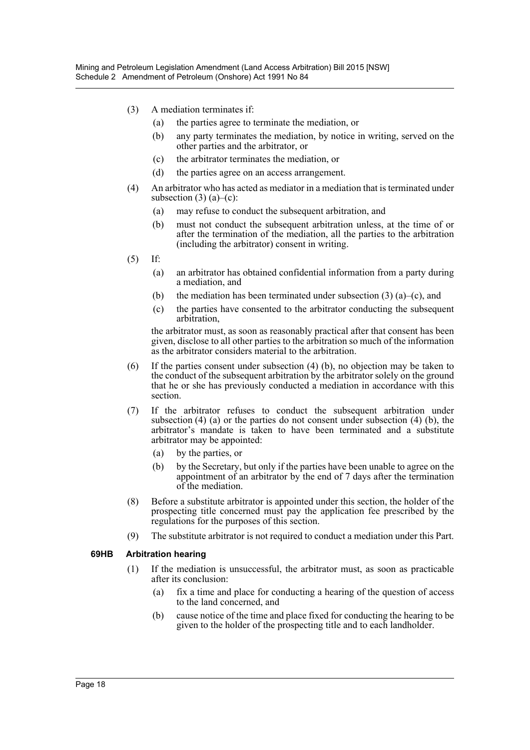(3) A mediation terminates if:

  (a) the parties agree to terminate the mediation, or

  (b) any party terminates the mediation, by notice in writing, served on the other parties and the arbitrator, or

  (c) the arbitrator terminates the mediation, or

  (d) the parties agree on an access arrangement.

(4) An arbitrator who has acted as mediator in a mediation that is terminated under subsection (3) (a)–(c):

  (a) may refuse to conduct the subsequent arbitration, and

  (b) must not conduct the subsequent arbitration unless, at the time of or after the termination of the mediation, all the parties to the arbitration (including the arbitrator) consent in writing.

(5) If:

  (a) an arbitrator has obtained confidential information from a party during a mediation, and

  (b) the mediation has been terminated under subsection (3) (a)–(c), and

  (c) the parties have consented to the arbitrator conducting the subsequent arbitration,

  the arbitrator must, as soon as reasonably practical after that consent has been given, disclose to all other parties to the arbitration so much of the information as the arbitrator considers material to the arbitration.

(6) If the parties consent under subsection (4) (b), no objection may be taken to the conduct of the subsequent arbitration by the arbitrator solely on the ground that he or she has previously conducted a mediation in accordance with this section.

(7) If the arbitrator refuses to conduct the subsequent arbitration under subsection (4) (a) or the parties do not consent under subsection (4) (b), the arbitrator's mandate is taken to have been terminated and a substitute arbitrator may be appointed:

  (a) by the parties, or

  (b) by the Secretary, but only if the parties have been unable to agree on the appointment of an arbitrator by the end of 7 days after the termination of the mediation.

(8) Before a substitute arbitrator is appointed under this section, the holder of the prospecting title concerned must pay the application fee prescribed by the regulations for the purposes of this section.

(9) The substitute arbitrator is not required to conduct a mediation under this Part.

**69HB Arbitration hearing**

(1) If the mediation is unsuccessful, the arbitrator must, as soon as practicable after its conclusion:

  (a) fix a time and place for conducting a hearing of the question of access to the land concerned, and

  (b) cause notice of the time and place fixed for conducting the hearing to be given to the holder of the prospecting title and to each landholder.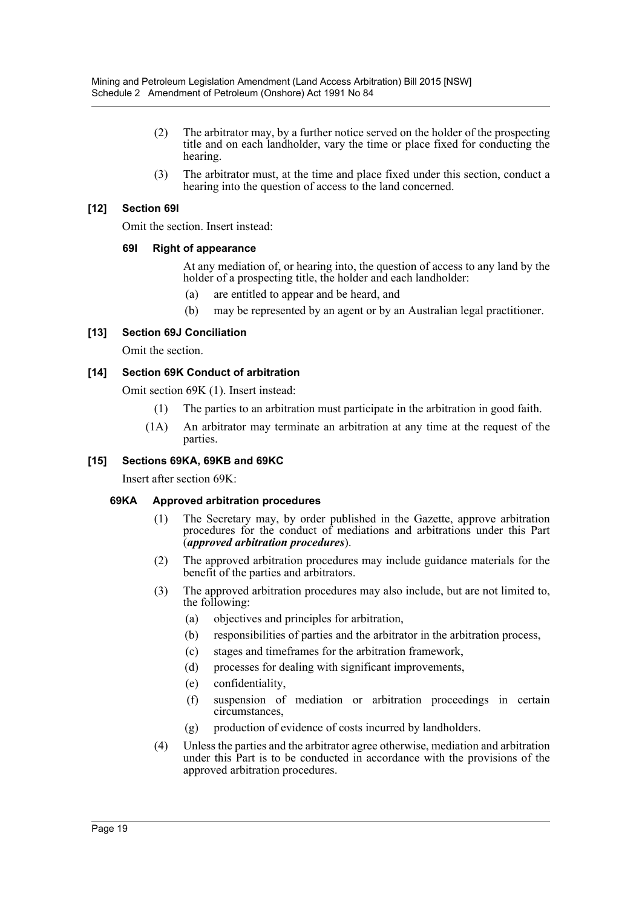(2) The arbitrator may, by a further notice served on the holder of the prospecting title and on each landholder, vary the time or place fixed for conducting the hearing.

(3) The arbitrator must, at the time and place fixed under this section, conduct a hearing into the question of access to the land concerned.

### [12] Section 69I

Omit the section. Insert instead:

#### 69I Right of appearance

At any mediation of, or hearing into, the question of access to any land by the holder of a prospecting title, the holder and each landholder:

(a) are entitled to appear and be heard, and

(b) may be represented by an agent or by an Australian legal practitioner.

### [13] Section 69J Conciliation

Omit the section.

### [14] Section 69K Conduct of arbitration

Omit section 69K (1). Insert instead:

(1) The parties to an arbitration must participate in the arbitration in good faith.

(1A) An arbitrator may terminate an arbitration at any time at the request of the parties.

### [15] Sections 69KA, 69KB and 69KC

Insert after section 69K:

#### 69KA Approved arbitration procedures

(1) The Secretary may, by order published in the Gazette, approve arbitration procedures for the conduct of mediations and arbitrations under this Part (***approved arbitration procedures***).

(2) The approved arbitration procedures may include guidance materials for the benefit of the parties and arbitrators.

(3) The approved arbitration procedures may also include, but are not limited to, the following:

(a) objectives and principles for arbitration,

(b) responsibilities of parties and the arbitrator in the arbitration process,

(c) stages and timeframes for the arbitration framework,

(d) processes for dealing with significant improvements,

(e) confidentiality,

(f) suspension of mediation or arbitration proceedings in certain circumstances,

(g) production of evidence of costs incurred by landholders.

(4) Unless the parties and the arbitrator agree otherwise, mediation and arbitration under this Part is to be conducted in accordance with the provisions of the approved arbitration procedures.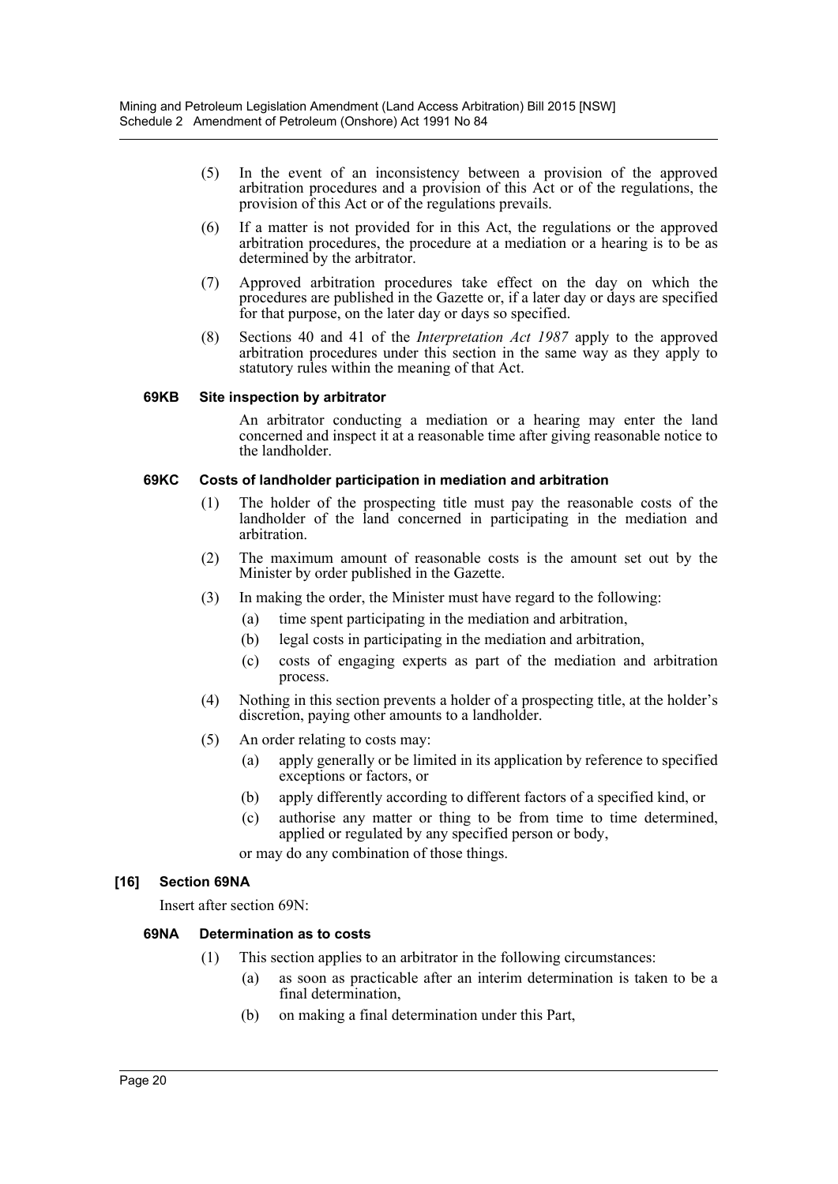(5) In the event of an inconsistency between a provision of the approved arbitration procedures and a provision of this Act or of the regulations, the provision of this Act or of the regulations prevails.

(6) If a matter is not provided for in this Act, the regulations or the approved arbitration procedures, the procedure at a mediation or a hearing is to be as determined by the arbitrator.

(7) Approved arbitration procedures take effect on the day on which the procedures are published in the Gazette or, if a later day or days are specified for that purpose, on the later day or days so specified.

(8) Sections 40 and 41 of the *Interpretation Act 1987* apply to the approved arbitration procedures under this section in the same way as they apply to statutory rules within the meaning of that Act.

#### 69KB Site inspection by arbitrator

An arbitrator conducting a mediation or a hearing may enter the land concerned and inspect it at a reasonable time after giving reasonable notice to the landholder.

#### 69KC Costs of landholder participation in mediation and arbitration

(1) The holder of the prospecting title must pay the reasonable costs of the landholder of the land concerned in participating in the mediation and arbitration.

(2) The maximum amount of reasonable costs is the amount set out by the Minister by order published in the Gazette.

(3) In making the order, the Minister must have regard to the following:

- (a) time spent participating in the mediation and arbitration,
- (b) legal costs in participating in the mediation and arbitration,
- (c) costs of engaging experts as part of the mediation and arbitration process.

(4) Nothing in this section prevents a holder of a prospecting title, at the holder's discretion, paying other amounts to a landholder.

(5) An order relating to costs may:

- (a) apply generally or be limited in its application by reference to specified exceptions or factors, or
- (b) apply differently according to different factors of a specified kind, or
- (c) authorise any matter or thing to be from time to time determined, applied or regulated by any specified person or body,

or may do any combination of those things.

### [16] Section 69NA

Insert after section 69N:

#### 69NA Determination as to costs

(1) This section applies to an arbitrator in the following circumstances:

- (a) as soon as practicable after an interim determination is taken to be a final determination,
- (b) on making a final determination under this Part,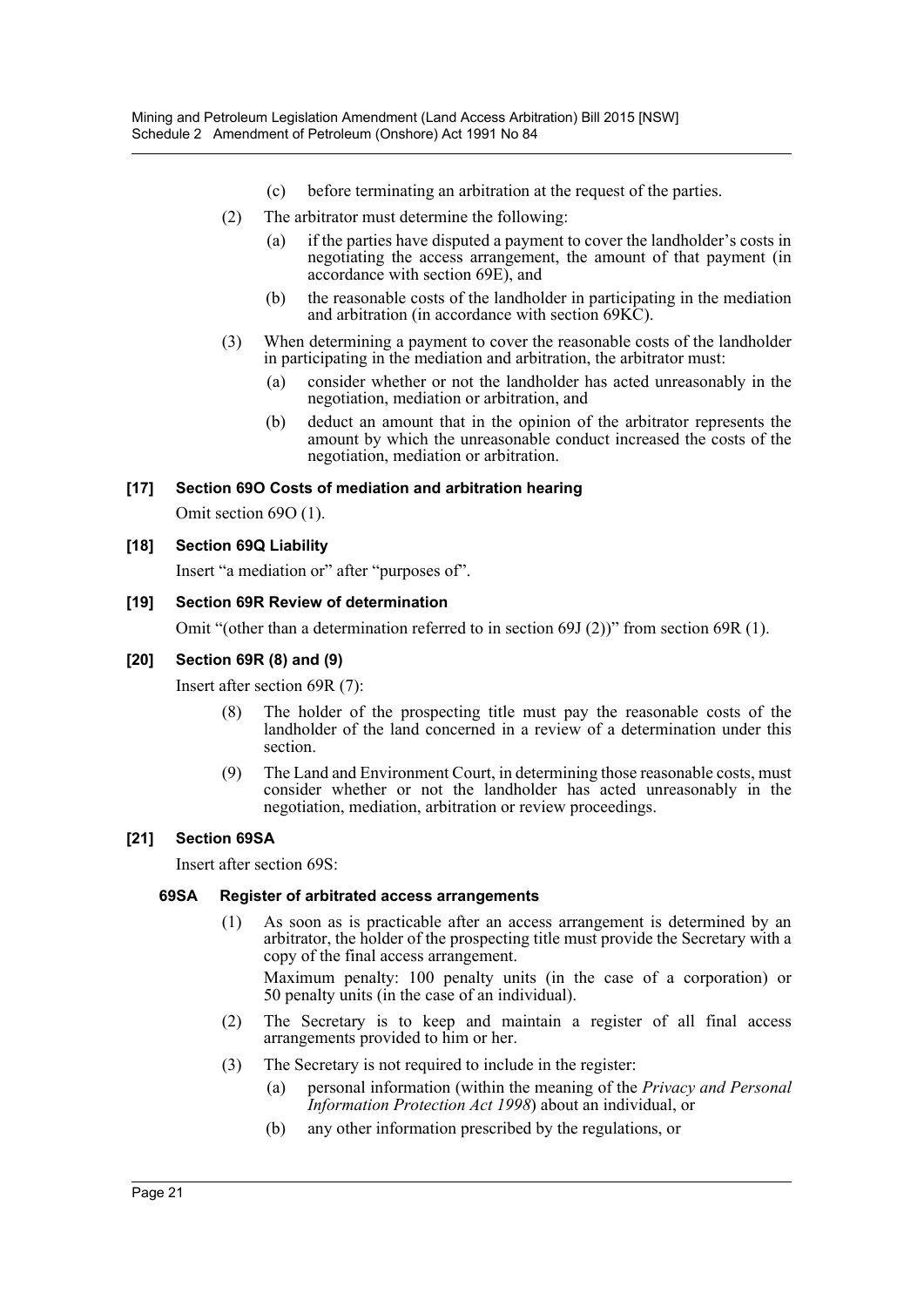(c) before terminating an arbitration at the request of the parties.

(2) The arbitrator must determine the following:

(a) if the parties have disputed a payment to cover the landholder's costs in negotiating the access arrangement, the amount of that payment (in accordance with section 69E), and

(b) the reasonable costs of the landholder in participating in the mediation and arbitration (in accordance with section 69KC).

(3) When determining a payment to cover the reasonable costs of the landholder in participating in the mediation and arbitration, the arbitrator must:

(a) consider whether or not the landholder has acted unreasonably in the negotiation, mediation or arbitration, and

(b) deduct an amount that in the opinion of the arbitrator represents the amount by which the unreasonable conduct increased the costs of the negotiation, mediation or arbitration.

### [17] Section 69O Costs of mediation and arbitration hearing

Omit section 69O (1).

### [18] Section 69Q Liability

Insert "a mediation or" after "purposes of".

### [19] Section 69R Review of determination

Omit "(other than a determination referred to in section 69J (2))" from section 69R (1).

### [20] Section 69R (8) and (9)

Insert after section 69R (7):

(8) The holder of the prospecting title must pay the reasonable costs of the landholder of the land concerned in a review of a determination under this section.

(9) The Land and Environment Court, in determining those reasonable costs, must consider whether or not the landholder has acted unreasonably in the negotiation, mediation, arbitration or review proceedings.

### [21] Section 69SA

Insert after section 69S:

#### 69SA Register of arbitrated access arrangements

(1) As soon as is practicable after an access arrangement is determined by an arbitrator, the holder of the prospecting title must provide the Secretary with a copy of the final access arrangement.

Maximum penalty: 100 penalty units (in the case of a corporation) or 50 penalty units (in the case of an individual).

(2) The Secretary is to keep and maintain a register of all final access arrangements provided to him or her.

(3) The Secretary is not required to include in the register:

(a) personal information (within the meaning of the *Privacy and Personal Information Protection Act 1998*) about an individual, or

(b) any other information prescribed by the regulations, or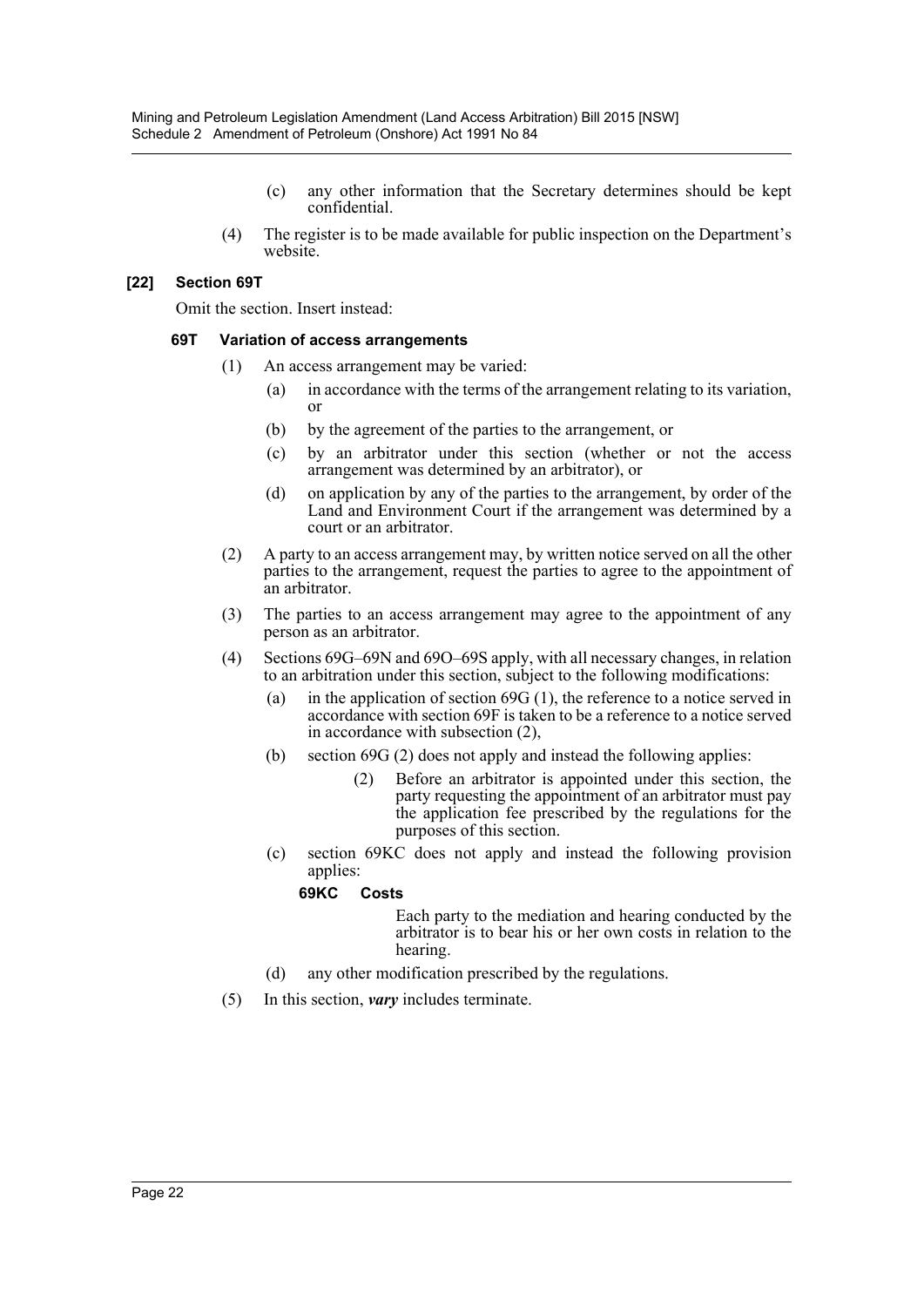(c) any other information that the Secretary determines should be kept confidential.

(4) The register is to be made available for public inspection on the Department's website.

### [22] Section 69T

Omit the section. Insert instead:

#### 69T Variation of access arrangements

(1) An access arrangement may be varied:

(a) in accordance with the terms of the arrangement relating to its variation, or

(b) by the agreement of the parties to the arrangement, or

(c) by an arbitrator under this section (whether or not the access arrangement was determined by an arbitrator), or

(d) on application by any of the parties to the arrangement, by order of the Land and Environment Court if the arrangement was determined by a court or an arbitrator.

(2) A party to an access arrangement may, by written notice served on all the other parties to the arrangement, request the parties to agree to the appointment of an arbitrator.

(3) The parties to an access arrangement may agree to the appointment of any person as an arbitrator.

(4) Sections 69G–69N and 69O–69S apply, with all necessary changes, in relation to an arbitration under this section, subject to the following modifications:

(a) in the application of section 69G (1), the reference to a notice served in accordance with section 69F is taken to be a reference to a notice served in accordance with subsection (2),

(b) section 69G (2) does not apply and instead the following applies:

> (2) Before an arbitrator is appointed under this section, the party requesting the appointment of an arbitrator must pay the application fee prescribed by the regulations for the purposes of this section.

(c) section 69KC does not apply and instead the following provision applies:

> **69KC Costs**
>
> Each party to the mediation and hearing conducted by the arbitrator is to bear his or her own costs in relation to the hearing.

(d) any other modification prescribed by the regulations.

(5) In this section, ***vary*** includes terminate.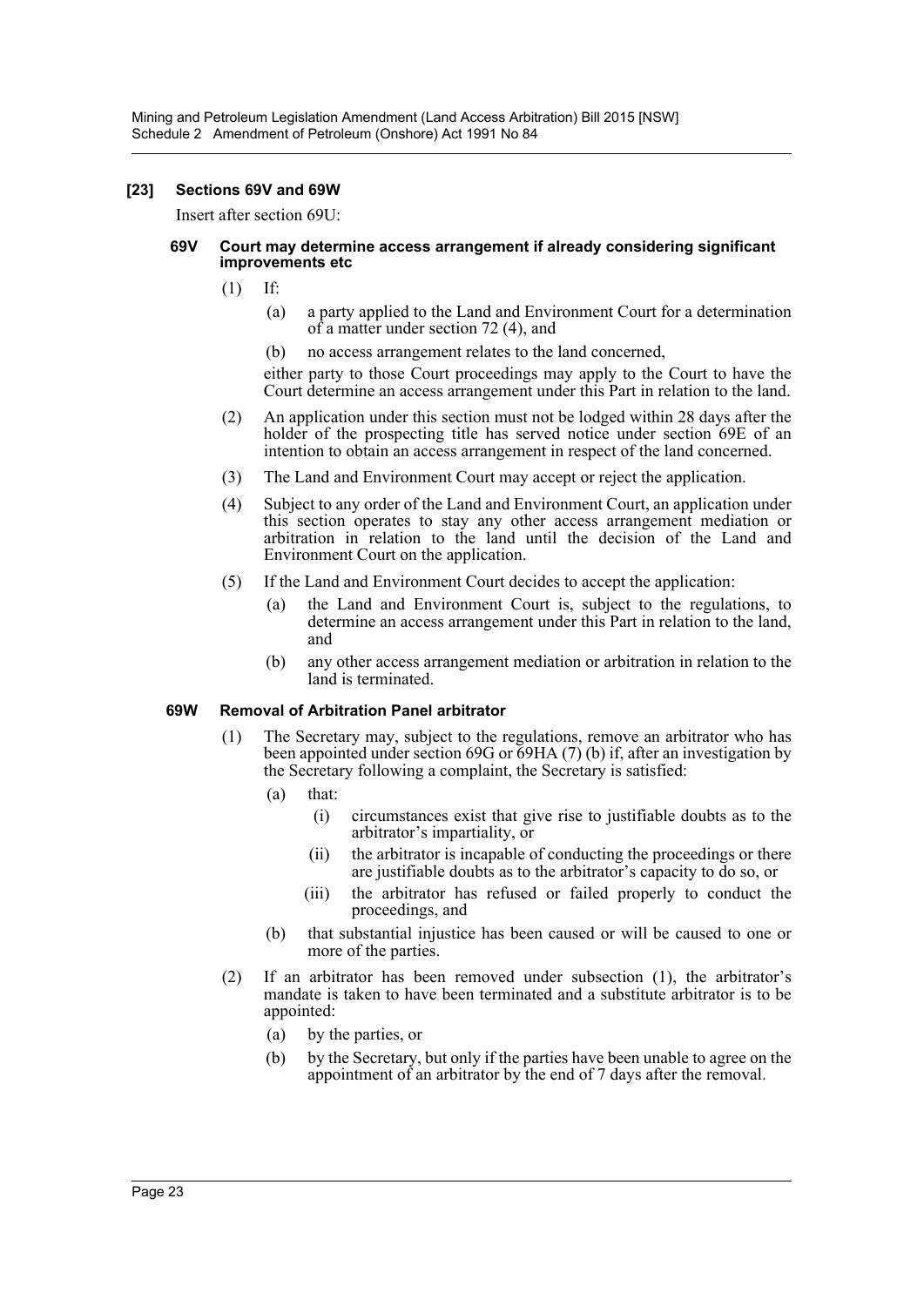### [23] Sections 69V and 69W

Insert after section 69U:

#### 69V Court may determine access arrangement if already considering significant improvements etc

(1) If:

(a) a party applied to the Land and Environment Court for a determination of a matter under section 72 (4), and

(b) no access arrangement relates to the land concerned,

either party to those Court proceedings may apply to the Court to have the Court determine an access arrangement under this Part in relation to the land.

(2) An application under this section must not be lodged within 28 days after the holder of the prospecting title has served notice under section 69E of an intention to obtain an access arrangement in respect of the land concerned.

(3) The Land and Environment Court may accept or reject the application.

(4) Subject to any order of the Land and Environment Court, an application under this section operates to stay any other access arrangement mediation or arbitration in relation to the land until the decision of the Land and Environment Court on the application.

(5) If the Land and Environment Court decides to accept the application:

(a) the Land and Environment Court is, subject to the regulations, to determine an access arrangement under this Part in relation to the land, and

(b) any other access arrangement mediation or arbitration in relation to the land is terminated.

#### 69W Removal of Arbitration Panel arbitrator

(1) The Secretary may, subject to the regulations, remove an arbitrator who has been appointed under section 69G or 69HA (7) (b) if, after an investigation by the Secretary following a complaint, the Secretary is satisfied:

(a) that:

(i) circumstances exist that give rise to justifiable doubts as to the arbitrator's impartiality, or

(ii) the arbitrator is incapable of conducting the proceedings or there are justifiable doubts as to the arbitrator's capacity to do so, or

(iii) the arbitrator has refused or failed properly to conduct the proceedings, and

(b) that substantial injustice has been caused or will be caused to one or more of the parties.

(2) If an arbitrator has been removed under subsection (1), the arbitrator's mandate is taken to have been terminated and a substitute arbitrator is to be appointed:

(a) by the parties, or

(b) by the Secretary, but only if the parties have been unable to agree on the appointment of an arbitrator by the end of 7 days after the removal.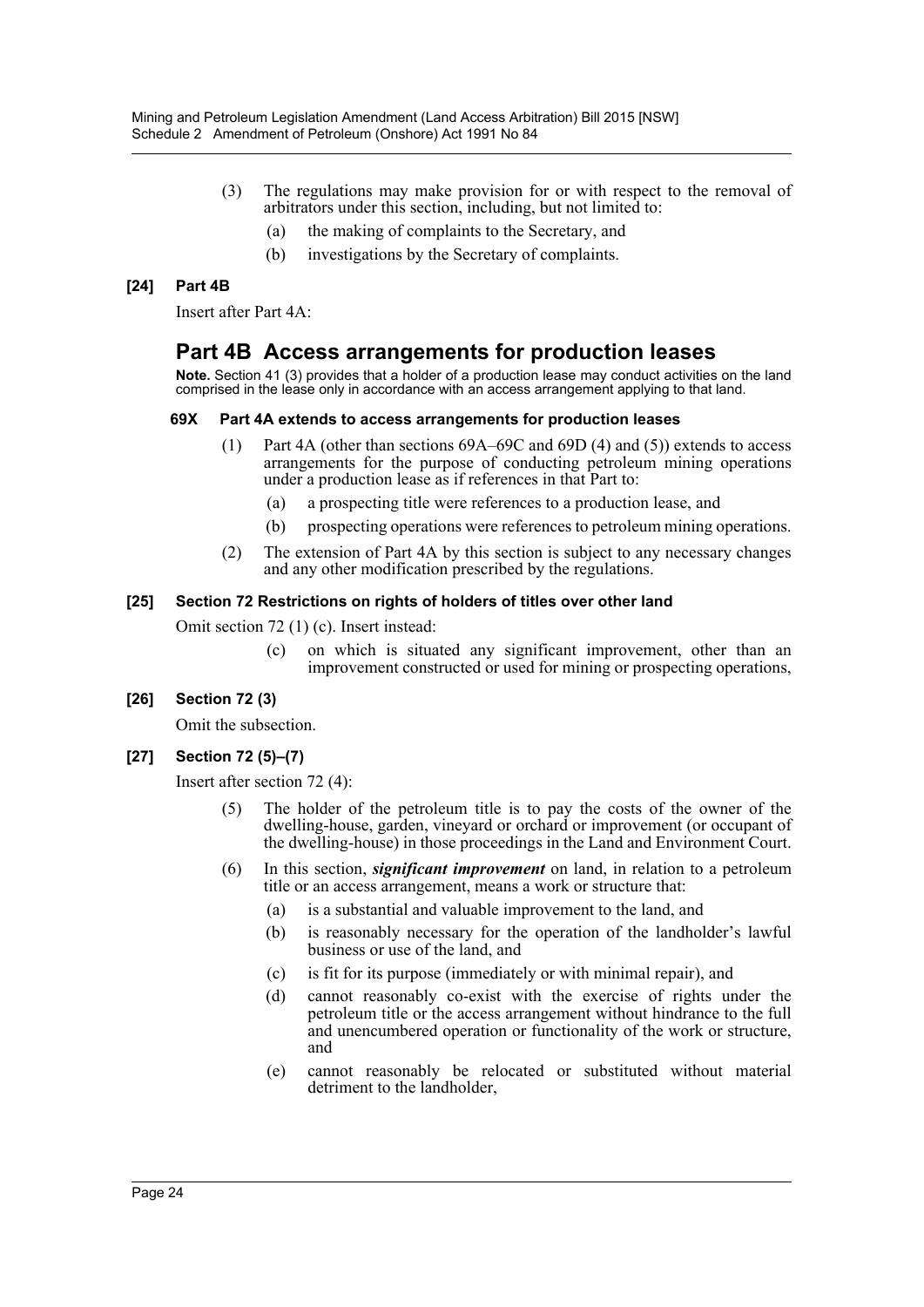(3) The regulations may make provision for or with respect to the removal of arbitrators under this section, including, but not limited to:

(a) the making of complaints to the Secretary, and

(b) investigations by the Secretary of complaints.

### [24] Part 4B

Insert after Part 4A:

## Part 4B Access arrangements for production leases

**Note.** Section 41 (3) provides that a holder of a production lease may conduct activities on the land comprised in the lease only in accordance with an access arrangement applying to that land.

#### 69X Part 4A extends to access arrangements for production leases

(1) Part 4A (other than sections 69A–69C and 69D (4) and (5)) extends to access arrangements for the purpose of conducting petroleum mining operations under a production lease as if references in that Part to:

(a) a prospecting title were references to a production lease, and

(b) prospecting operations were references to petroleum mining operations.

(2) The extension of Part 4A by this section is subject to any necessary changes and any other modification prescribed by the regulations.

### [25] Section 72 Restrictions on rights of holders of titles over other land

Omit section 72 (1) (c). Insert instead:

(c) on which is situated any significant improvement, other than an improvement constructed or used for mining or prospecting operations,

### [26] Section 72 (3)

Omit the subsection.

### [27] Section 72 (5)–(7)

Insert after section 72 (4):

(5) The holder of the petroleum title is to pay the costs of the owner of the dwelling-house, garden, vineyard or orchard or improvement (or occupant of the dwelling-house) in those proceedings in the Land and Environment Court.

(6) In this section, ***significant improvement*** on land, in relation to a petroleum title or an access arrangement, means a work or structure that:

(a) is a substantial and valuable improvement to the land, and

(b) is reasonably necessary for the operation of the landholder's lawful business or use of the land, and

(c) is fit for its purpose (immediately or with minimal repair), and

(d) cannot reasonably co-exist with the exercise of rights under the petroleum title or the access arrangement without hindrance to the full and unencumbered operation or functionality of the work or structure, and

(e) cannot reasonably be relocated or substituted without material detriment to the landholder,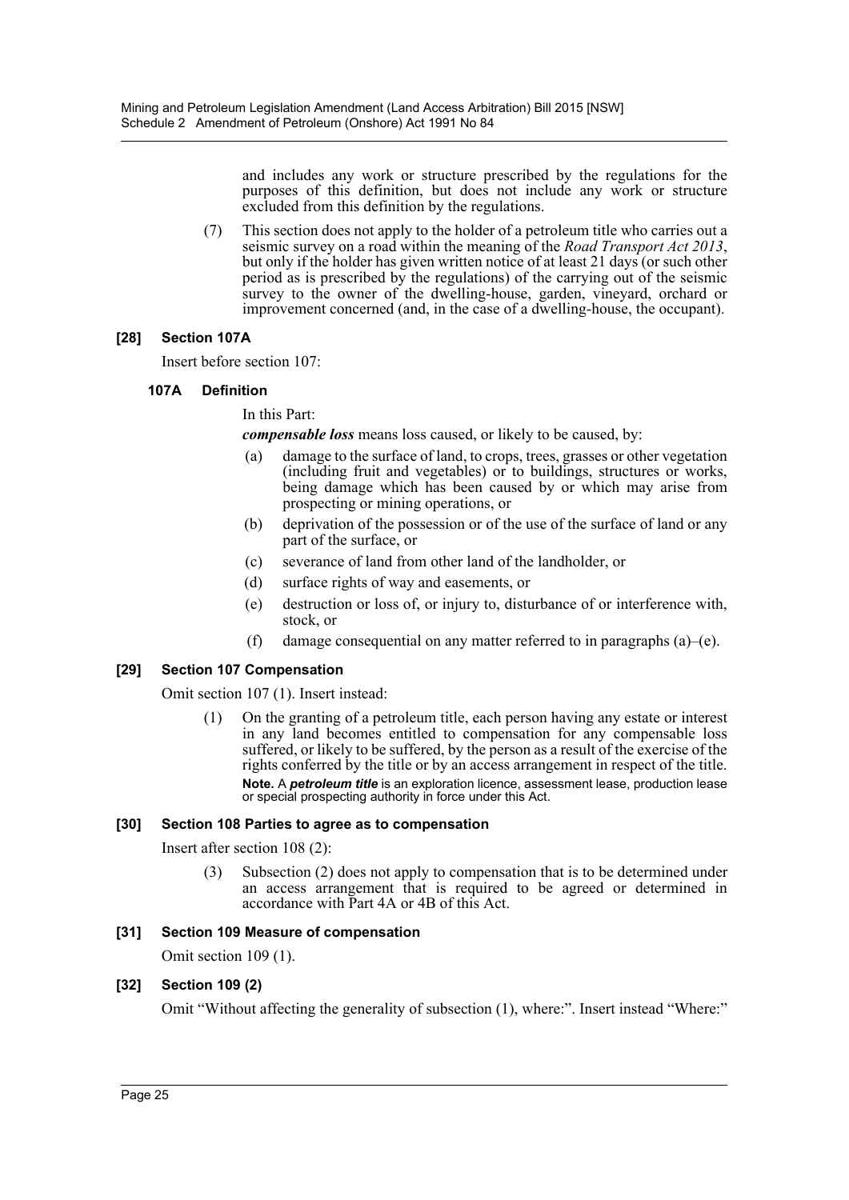and includes any work or structure prescribed by the regulations for the purposes of this definition, but does not include any work or structure excluded from this definition by the regulations.

(7) This section does not apply to the holder of a petroleum title who carries out a seismic survey on a road within the meaning of the *Road Transport Act 2013*, but only if the holder has given written notice of at least 21 days (or such other period as is prescribed by the regulations) of the carrying out of the seismic survey to the owner of the dwelling-house, garden, vineyard, orchard or improvement concerned (and, in the case of a dwelling-house, the occupant).

### [28] Section 107A

Insert before section 107:

#### 107A Definition

In this Part:

***compensable loss*** means loss caused, or likely to be caused, by:

- (a) damage to the surface of land, to crops, trees, grasses or other vegetation (including fruit and vegetables) or to buildings, structures or works, being damage which has been caused by or which may arise from prospecting or mining operations, or
- (b) deprivation of the possession or of the use of the surface of land or any part of the surface, or
- (c) severance of land from other land of the landholder, or
- (d) surface rights of way and easements, or
- (e) destruction or loss of, or injury to, disturbance of or interference with, stock, or
- (f) damage consequential on any matter referred to in paragraphs (a)–(e).

### [29] Section 107 Compensation

Omit section 107 (1). Insert instead:

(1) On the granting of a petroleum title, each person having any estate or interest in any land becomes entitled to compensation for any compensable loss suffered, or likely to be suffered, by the person as a result of the exercise of the rights conferred by the title or by an access arrangement in respect of the title.

**Note.** A ***petroleum title*** is an exploration licence, assessment lease, production lease or special prospecting authority in force under this Act.

### [30] Section 108 Parties to agree as to compensation

Insert after section 108 (2):

(3) Subsection (2) does not apply to compensation that is to be determined under an access arrangement that is required to be agreed or determined in accordance with Part 4A or 4B of this Act.

### [31] Section 109 Measure of compensation

Omit section 109 (1).

### [32] Section 109 (2)

Omit "Without affecting the generality of subsection (1), where:". Insert instead "Where:"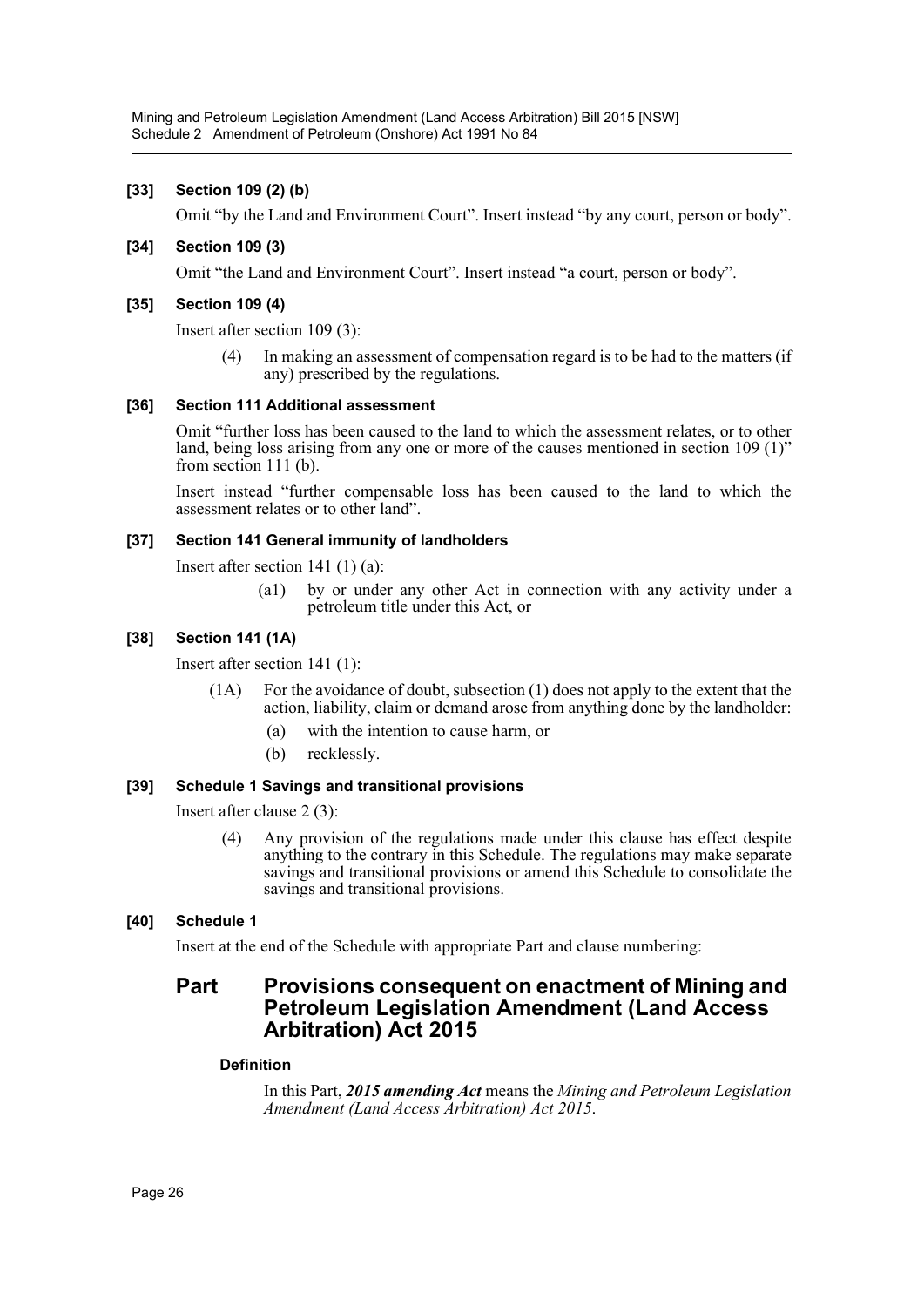**[33] Section 109 (2) (b)**

Omit "by the Land and Environment Court". Insert instead "by any court, person or body".

**[34] Section 109 (3)**

Omit "the Land and Environment Court". Insert instead "a court, person or body".

**[35] Section 109 (4)**

Insert after section 109 (3):

> (4) In making an assessment of compensation regard is to be had to the matters (if any) prescribed by the regulations.

**[36] Section 111 Additional assessment**

Omit "further loss has been caused to the land to which the assessment relates, or to other land, being loss arising from any one or more of the causes mentioned in section 109 (1)" from section 111 (b).

Insert instead "further compensable loss has been caused to the land to which the assessment relates or to other land".

**[37] Section 141 General immunity of landholders**

Insert after section 141 (1) (a):

> (a1) by or under any other Act in connection with any activity under a petroleum title under this Act, or

**[38] Section 141 (1A)**

Insert after section 141 (1):

> (1A) For the avoidance of doubt, subsection (1) does not apply to the extent that the action, liability, claim or demand arose from anything done by the landholder:
>
> (a) with the intention to cause harm, or
>
> (b) recklessly.

**[39] Schedule 1 Savings and transitional provisions**

Insert after clause 2 (3):

> (4) Any provision of the regulations made under this clause has effect despite anything to the contrary in this Schedule. The regulations may make separate savings and transitional provisions or amend this Schedule to consolidate the savings and transitional provisions.

**[40] Schedule 1**

Insert at the end of the Schedule with appropriate Part and clause numbering:

## Part Provisions consequent on enactment of Mining and Petroleum Legislation Amendment (Land Access Arbitration) Act 2015

**Definition**

In this Part, ***2015 amending Act*** means the *Mining and Petroleum Legislation Amendment (Land Access Arbitration) Act 2015*.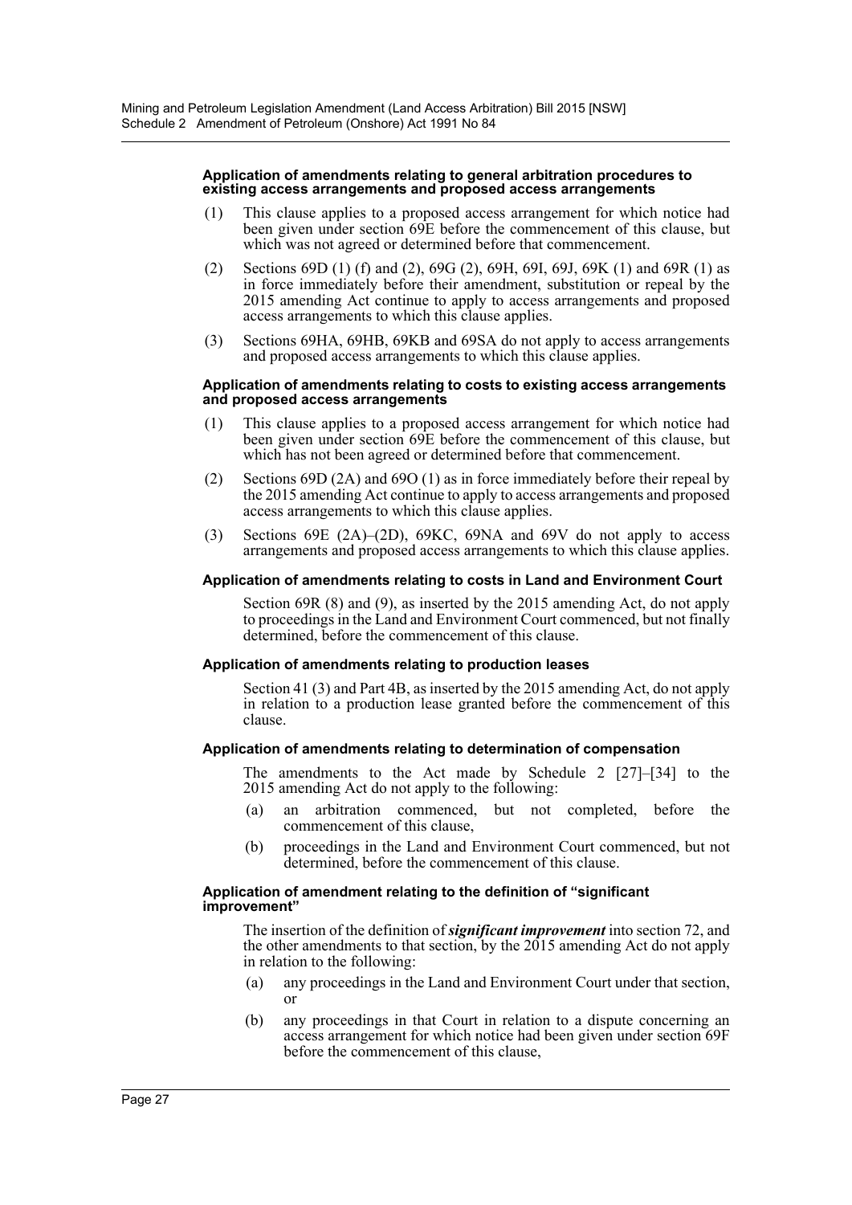#### Application of amendments relating to general arbitration procedures to existing access arrangements and proposed access arrangements

(1) This clause applies to a proposed access arrangement for which notice had been given under section 69E before the commencement of this clause, but which was not agreed or determined before that commencement.

(2) Sections 69D (1) (f) and (2), 69G (2), 69H, 69I, 69J, 69K (1) and 69R (1) as in force immediately before their amendment, substitution or repeal by the 2015 amending Act continue to apply to access arrangements and proposed access arrangements to which this clause applies.

(3) Sections 69HA, 69HB, 69KB and 69SA do not apply to access arrangements and proposed access arrangements to which this clause applies.

#### Application of amendments relating to costs to existing access arrangements and proposed access arrangements

(1) This clause applies to a proposed access arrangement for which notice had been given under section 69E before the commencement of this clause, but which has not been agreed or determined before that commencement.

(2) Sections 69D (2A) and 69O (1) as in force immediately before their repeal by the 2015 amending Act continue to apply to access arrangements and proposed access arrangements to which this clause applies.

(3) Sections 69E (2A)–(2D), 69KC, 69NA and 69V do not apply to access arrangements and proposed access arrangements to which this clause applies.

#### Application of amendments relating to costs in Land and Environment Court

Section 69R (8) and (9), as inserted by the 2015 amending Act, do not apply to proceedings in the Land and Environment Court commenced, but not finally determined, before the commencement of this clause.

#### Application of amendments relating to production leases

Section 41 (3) and Part 4B, as inserted by the 2015 amending Act, do not apply in relation to a production lease granted before the commencement of this clause.

#### Application of amendments relating to determination of compensation

The amendments to the Act made by Schedule 2 [27]–[34] to the 2015 amending Act do not apply to the following:

(a) an arbitration commenced, but not completed, before the commencement of this clause,

(b) proceedings in the Land and Environment Court commenced, but not determined, before the commencement of this clause.

#### Application of amendment relating to the definition of "significant improvement"

The insertion of the definition of ***significant improvement*** into section 72, and the other amendments to that section, by the 2015 amending Act do not apply in relation to the following:

(a) any proceedings in the Land and Environment Court under that section, or

(b) any proceedings in that Court in relation to a dispute concerning an access arrangement for which notice had been given under section 69F before the commencement of this clause,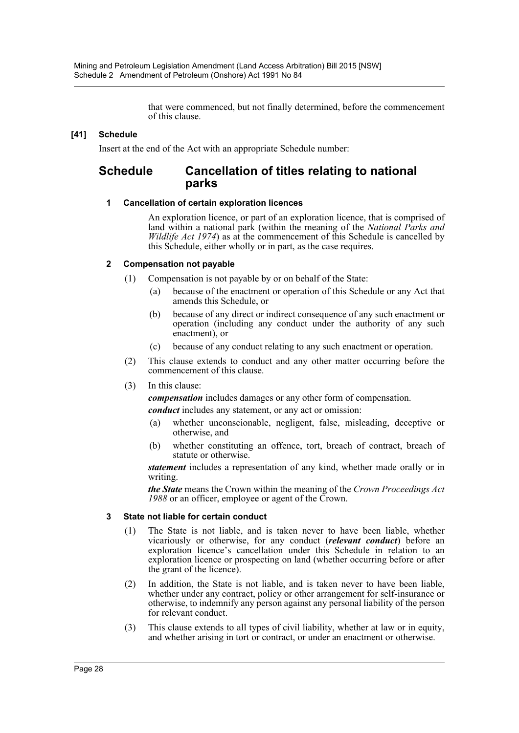that were commenced, but not finally determined, before the commencement of this clause.

**[41] Schedule**

Insert at the end of the Act with an appropriate Schedule number:

## Schedule Cancellation of titles relating to national parks

### 1 Cancellation of certain exploration licences

An exploration licence, or part of an exploration licence, that is comprised of land within a national park (within the meaning of the *National Parks and Wildlife Act 1974*) as at the commencement of this Schedule is cancelled by this Schedule, either wholly or in part, as the case requires.

### 2 Compensation not payable

(1) Compensation is not payable by or on behalf of the State:

(a) because of the enactment or operation of this Schedule or any Act that amends this Schedule, or

(b) because of any direct or indirect consequence of any such enactment or operation (including any conduct under the authority of any such enactment), or

(c) because of any conduct relating to any such enactment or operation.

(2) This clause extends to conduct and any other matter occurring before the commencement of this clause.

(3) In this clause:

***compensation*** includes damages or any other form of compensation.

***conduct*** includes any statement, or any act or omission:

(a) whether unconscionable, negligent, false, misleading, deceptive or otherwise, and

(b) whether constituting an offence, tort, breach of contract, breach of statute or otherwise.

***statement*** includes a representation of any kind, whether made orally or in writing.

***the State*** means the Crown within the meaning of the *Crown Proceedings Act 1988* or an officer, employee or agent of the Crown.

### 3 State not liable for certain conduct

(1) The State is not liable, and is taken never to have been liable, whether vicariously or otherwise, for any conduct (***relevant conduct***) before an exploration licence's cancellation under this Schedule in relation to an exploration licence or prospecting on land (whether occurring before or after the grant of the licence).

(2) In addition, the State is not liable, and is taken never to have been liable, whether under any contract, policy or other arrangement for self-insurance or otherwise, to indemnify any person against any personal liability of the person for relevant conduct.

(3) This clause extends to all types of civil liability, whether at law or in equity, and whether arising in tort or contract, or under an enactment or otherwise.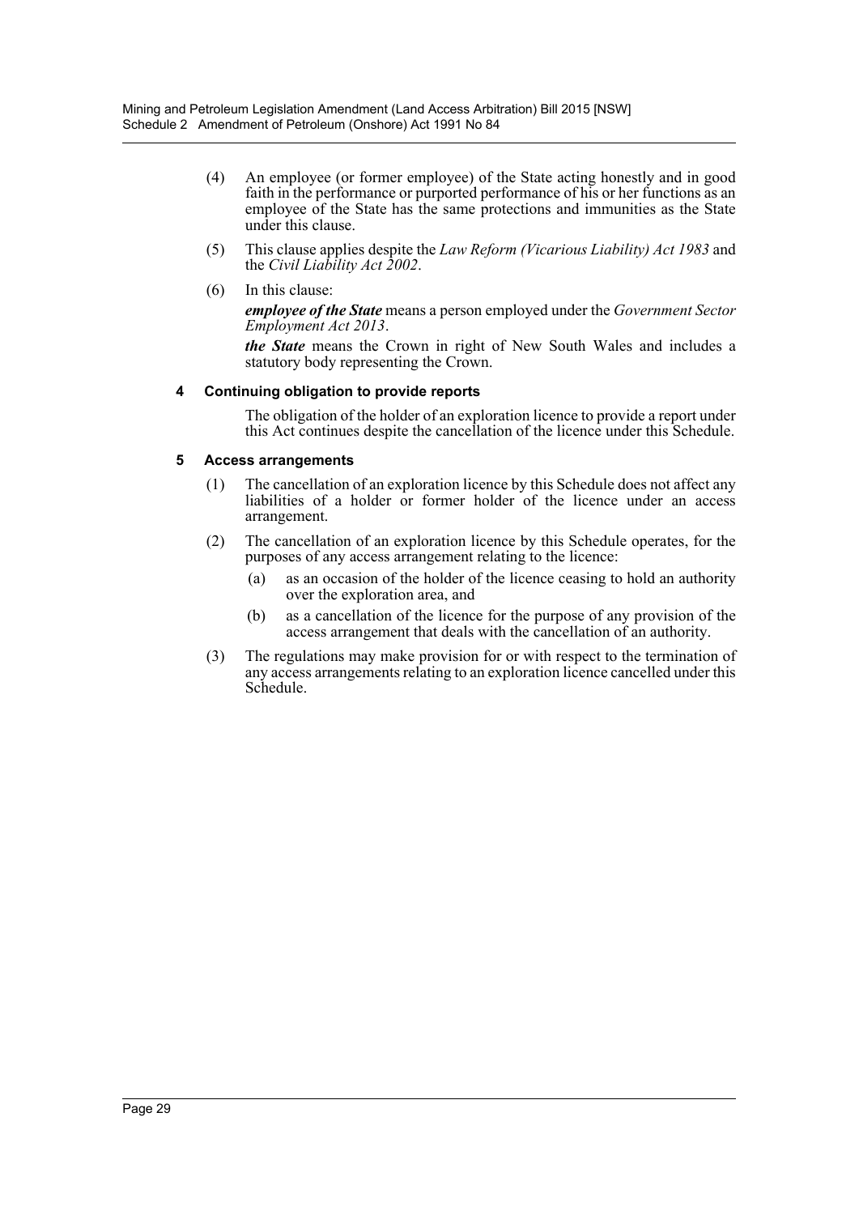(4) An employee (or former employee) of the State acting honestly and in good faith in the performance or purported performance of his or her functions as an employee of the State has the same protections and immunities as the State under this clause.

(5) This clause applies despite the *Law Reform (Vicarious Liability) Act 1983* and the *Civil Liability Act 2002*.

(6) In this clause:

***employee of the State*** means a person employed under the *Government Sector Employment Act 2013*.

***the State*** means the Crown in right of New South Wales and includes a statutory body representing the Crown.

#### 4 Continuing obligation to provide reports

The obligation of the holder of an exploration licence to provide a report under this Act continues despite the cancellation of the licence under this Schedule.

#### 5 Access arrangements

(1) The cancellation of an exploration licence by this Schedule does not affect any liabilities of a holder or former holder of the licence under an access arrangement.

(2) The cancellation of an exploration licence by this Schedule operates, for the purposes of any access arrangement relating to the licence:

(a) as an occasion of the holder of the licence ceasing to hold an authority over the exploration area, and

(b) as a cancellation of the licence for the purpose of any provision of the access arrangement that deals with the cancellation of an authority.

(3) The regulations may make provision for or with respect to the termination of any access arrangements relating to an exploration licence cancelled under this Schedule.